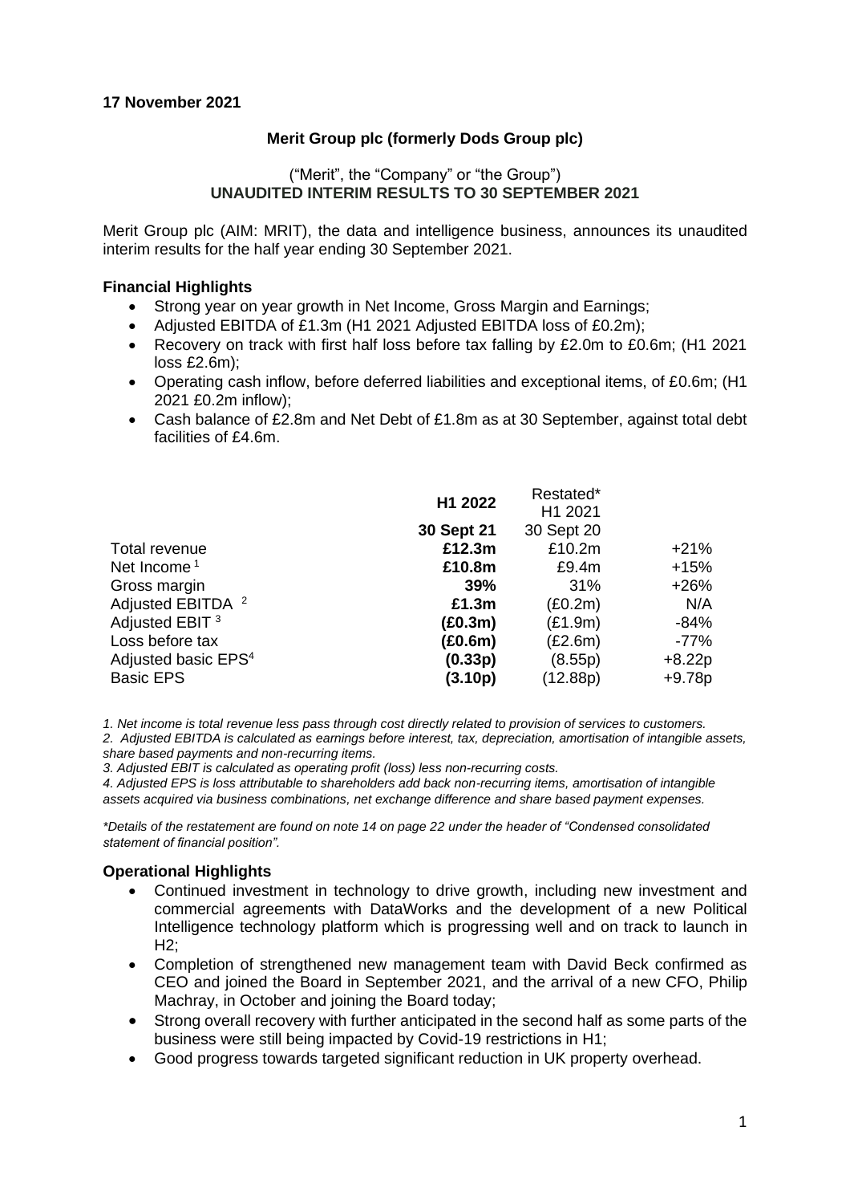**17 November 2021**

**Merit Group plc (formerly Dods Group plc)**

("Merit", the "Company" or "the Group")
**UNAUDITED INTERIM RESULTS TO 30 SEPTEMBER 2021**

Merit Group plc (AIM: MRIT), the data and intelligence business, announces its unaudited interim results for the half year ending 30 September 2021.

### Financial Highlights

- Strong year on year growth in Net Income, Gross Margin and Earnings;
- Adjusted EBITDA of £1.3m (H1 2021 Adjusted EBITDA loss of £0.2m);
- Recovery on track with first half loss before tax falling by £2.0m to £0.6m; (H1 2021 loss £2.6m);
- Operating cash inflow, before deferred liabilities and exceptional items, of £0.6m; (H1 2021 £0.2m inflow);
- Cash balance of £2.8m and Net Debt of £1.8m as at 30 September, against total debt facilities of £4.6m.

| | **H1 2022** | Restated* H1 2021 | |
|---|---|---|---|
| | **30 Sept 21** | 30 Sept 20 | |
| Total revenue | **£12.3m** | £10.2m | +21% |
| Net Income [1] | **£10.8m** | £9.4m | +15% |
| Gross margin | **39%** | 31% | +26% |
| Adjusted EBITDA [2] | **£1.3m** | (£0.2m) | N/A |
| Adjusted EBIT [3] | **(£0.3m)** | (£1.9m) | -84% |
| Loss before tax | **(£0.6m)** | (£2.6m) | -77% |
| Adjusted basic EPS[4] | **(0.33p)** | (8.55p) | +8.22p |
| Basic EPS | **(3.10p)** | (12.88p) | +9.78p |

*1. Net income is total revenue less pass through cost directly related to provision of services to customers.*
*2. Adjusted EBITDA is calculated as earnings before interest, tax, depreciation, amortisation of intangible assets, share based payments and non-recurring items.*
*3. Adjusted EBIT is calculated as operating profit (loss) less non-recurring costs.*
*4. Adjusted EPS is loss attributable to shareholders add back non-recurring items, amortisation of intangible assets acquired via business combinations, net exchange difference and share based payment expenses.*

*\*Details of the restatement are found on note 14 on page 22 under the header of "Condensed consolidated statement of financial position".*

### Operational Highlights

- Continued investment in technology to drive growth, including new investment and commercial agreements with DataWorks and the development of a new Political Intelligence technology platform which is progressing well and on track to launch in H2;
- Completion of strengthened new management team with David Beck confirmed as CEO and joined the Board in September 2021, and the arrival of a new CFO, Philip Machray, in October and joining the Board today;
- Strong overall recovery with further anticipated in the second half as some parts of the business were still being impacted by Covid-19 restrictions in H1;
- Good progress towards targeted significant reduction in UK property overhead.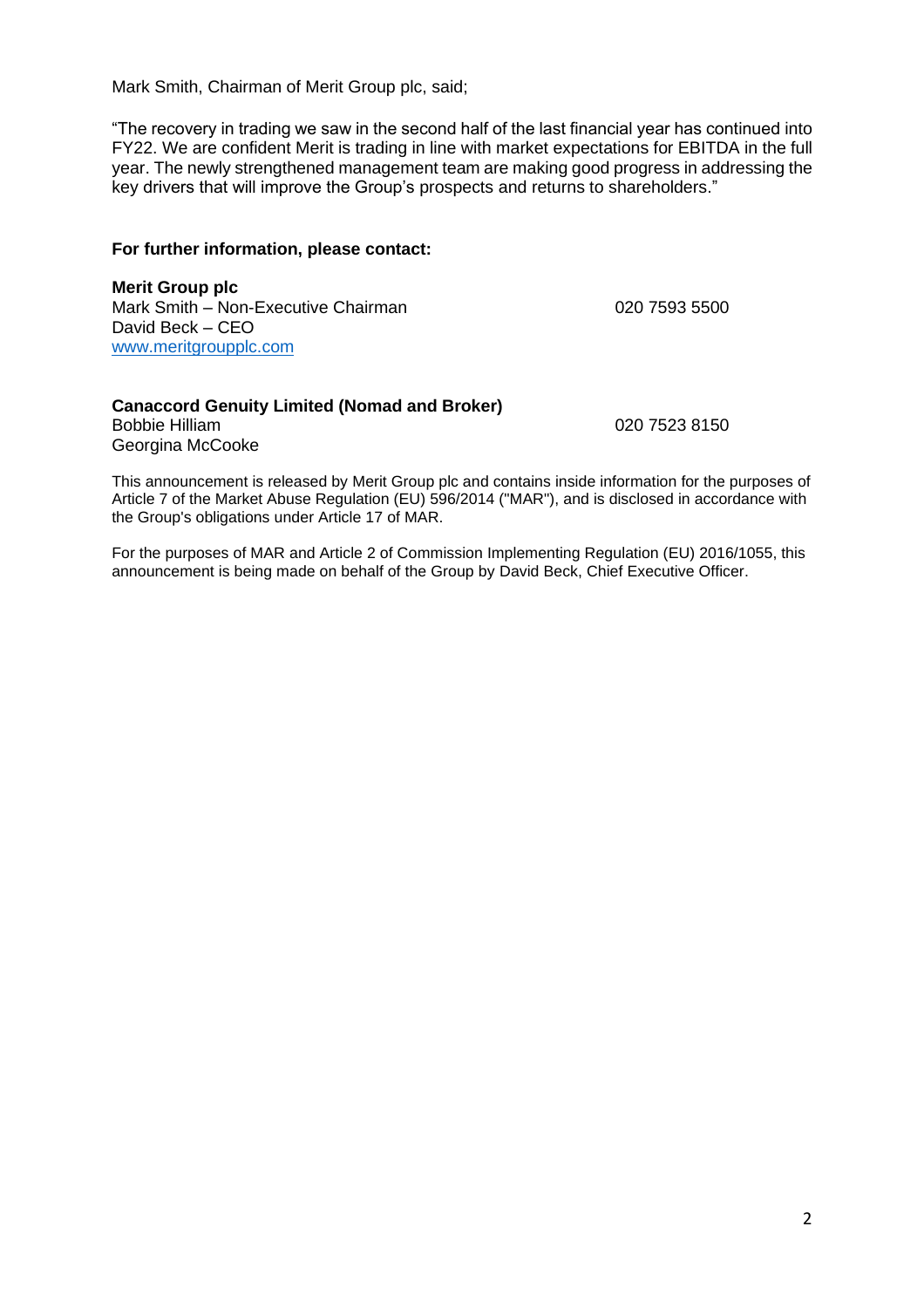Mark Smith, Chairman of Merit Group plc, said;

"The recovery in trading we saw in the second half of the last financial year has continued into FY22. We are confident Merit is trading in line with market expectations for EBITDA in the full year. The newly strengthened management team are making good progress in addressing the key drivers that will improve the Group's prospects and returns to shareholders."

**For further information, please contact:**

**Merit Group plc**
Mark Smith – Non-Executive Chairman 020 7593 5500
David Beck – CEO
[www.meritgroupplc.com](http://www.meritgroupplc.com)

**Canaccord Genuity Limited (Nomad and Broker)**
Bobbie Hilliam 020 7523 8150
Georgina McCooke

This announcement is released by Merit Group plc and contains inside information for the purposes of Article 7 of the Market Abuse Regulation (EU) 596/2014 ("MAR"), and is disclosed in accordance with the Group's obligations under Article 17 of MAR.

For the purposes of MAR and Article 2 of Commission Implementing Regulation (EU) 2016/1055, this announcement is being made on behalf of the Group by David Beck, Chief Executive Officer.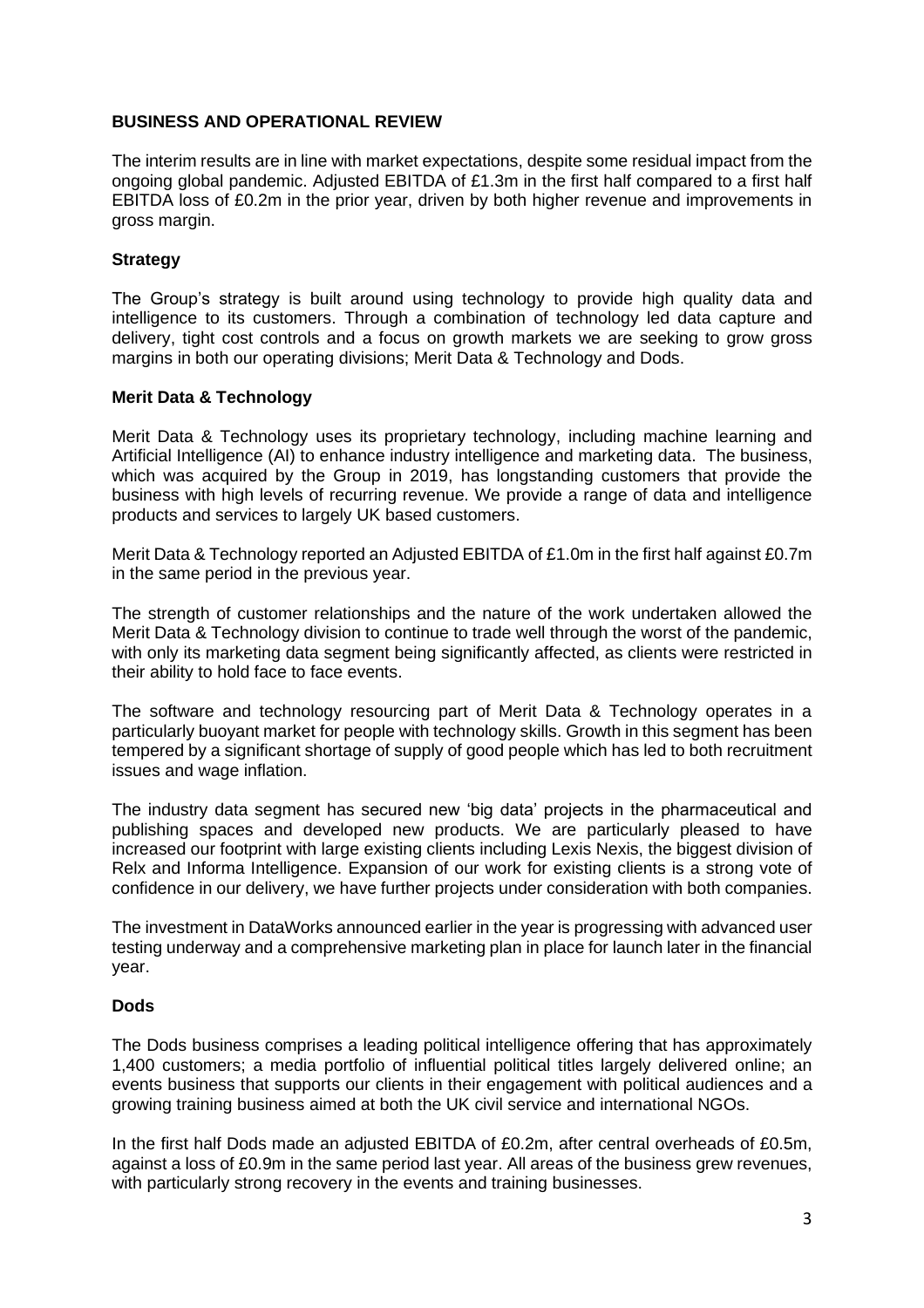## BUSINESS AND OPERATIONAL REVIEW

The interim results are in line with market expectations, despite some residual impact from the ongoing global pandemic. Adjusted EBITDA of £1.3m in the first half compared to a first half EBITDA loss of £0.2m in the prior year, driven by both higher revenue and improvements in gross margin.

### Strategy

The Group's strategy is built around using technology to provide high quality data and intelligence to its customers. Through a combination of technology led data capture and delivery, tight cost controls and a focus on growth markets we are seeking to grow gross margins in both our operating divisions; Merit Data & Technology and Dods.

### Merit Data & Technology

Merit Data & Technology uses its proprietary technology, including machine learning and Artificial Intelligence (AI) to enhance industry intelligence and marketing data. The business, which was acquired by the Group in 2019, has longstanding customers that provide the business with high levels of recurring revenue. We provide a range of data and intelligence products and services to largely UK based customers.

Merit Data & Technology reported an Adjusted EBITDA of £1.0m in the first half against £0.7m in the same period in the previous year.

The strength of customer relationships and the nature of the work undertaken allowed the Merit Data & Technology division to continue to trade well through the worst of the pandemic, with only its marketing data segment being significantly affected, as clients were restricted in their ability to hold face to face events.

The software and technology resourcing part of Merit Data & Technology operates in a particularly buoyant market for people with technology skills. Growth in this segment has been tempered by a significant shortage of supply of good people which has led to both recruitment issues and wage inflation.

The industry data segment has secured new 'big data' projects in the pharmaceutical and publishing spaces and developed new products. We are particularly pleased to have increased our footprint with large existing clients including Lexis Nexis, the biggest division of Relx and Informa Intelligence. Expansion of our work for existing clients is a strong vote of confidence in our delivery, we have further projects under consideration with both companies.

The investment in DataWorks announced earlier in the year is progressing with advanced user testing underway and a comprehensive marketing plan in place for launch later in the financial year.

### Dods

The Dods business comprises a leading political intelligence offering that has approximately 1,400 customers; a media portfolio of influential political titles largely delivered online; an events business that supports our clients in their engagement with political audiences and a growing training business aimed at both the UK civil service and international NGOs.

In the first half Dods made an adjusted EBITDA of £0.2m, after central overheads of £0.5m, against a loss of £0.9m in the same period last year. All areas of the business grew revenues, with particularly strong recovery in the events and training businesses.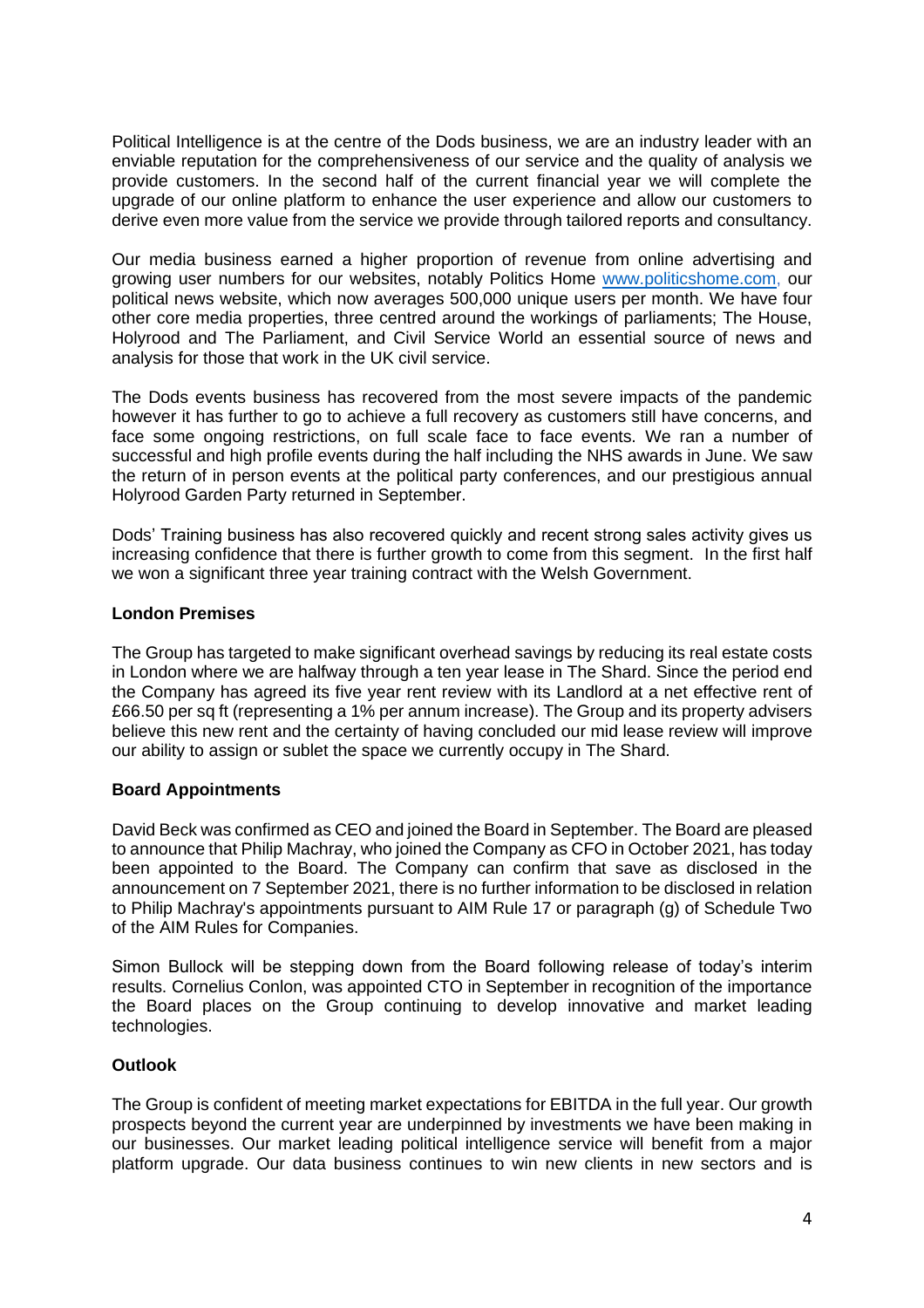Political Intelligence is at the centre of the Dods business, we are an industry leader with an enviable reputation for the comprehensiveness of our service and the quality of analysis we provide customers. In the second half of the current financial year we will complete the upgrade of our online platform to enhance the user experience and allow our customers to derive even more value from the service we provide through tailored reports and consultancy.

Our media business earned a higher proportion of revenue from online advertising and growing user numbers for our websites, notably Politics Home www.politicshome.com, our political news website, which now averages 500,000 unique users per month. We have four other core media properties, three centred around the workings of parliaments; The House, Holyrood and The Parliament, and Civil Service World an essential source of news and analysis for those that work in the UK civil service.

The Dods events business has recovered from the most severe impacts of the pandemic however it has further to go to achieve a full recovery as customers still have concerns, and face some ongoing restrictions, on full scale face to face events. We ran a number of successful and high profile events during the half including the NHS awards in June. We saw the return of in person events at the political party conferences, and our prestigious annual Holyrood Garden Party returned in September.

Dods' Training business has also recovered quickly and recent strong sales activity gives us increasing confidence that there is further growth to come from this segment. In the first half we won a significant three year training contract with the Welsh Government.

**London Premises**

The Group has targeted to make significant overhead savings by reducing its real estate costs in London where we are halfway through a ten year lease in The Shard. Since the period end the Company has agreed its five year rent review with its Landlord at a net effective rent of £66.50 per sq ft (representing a 1% per annum increase). The Group and its property advisers believe this new rent and the certainty of having concluded our mid lease review will improve our ability to assign or sublet the space we currently occupy in The Shard.

**Board Appointments**

David Beck was confirmed as CEO and joined the Board in September. The Board are pleased to announce that Philip Machray, who joined the Company as CFO in October 2021, has today been appointed to the Board. The Company can confirm that save as disclosed in the announcement on 7 September 2021, there is no further information to be disclosed in relation to Philip Machray's appointments pursuant to AIM Rule 17 or paragraph (g) of Schedule Two of the AIM Rules for Companies.

Simon Bullock will be stepping down from the Board following release of today's interim results. Cornelius Conlon, was appointed CTO in September in recognition of the importance the Board places on the Group continuing to develop innovative and market leading technologies.

**Outlook**

The Group is confident of meeting market expectations for EBITDA in the full year. Our growth prospects beyond the current year are underpinned by investments we have been making in our businesses. Our market leading political intelligence service will benefit from a major platform upgrade. Our data business continues to win new clients in new sectors and is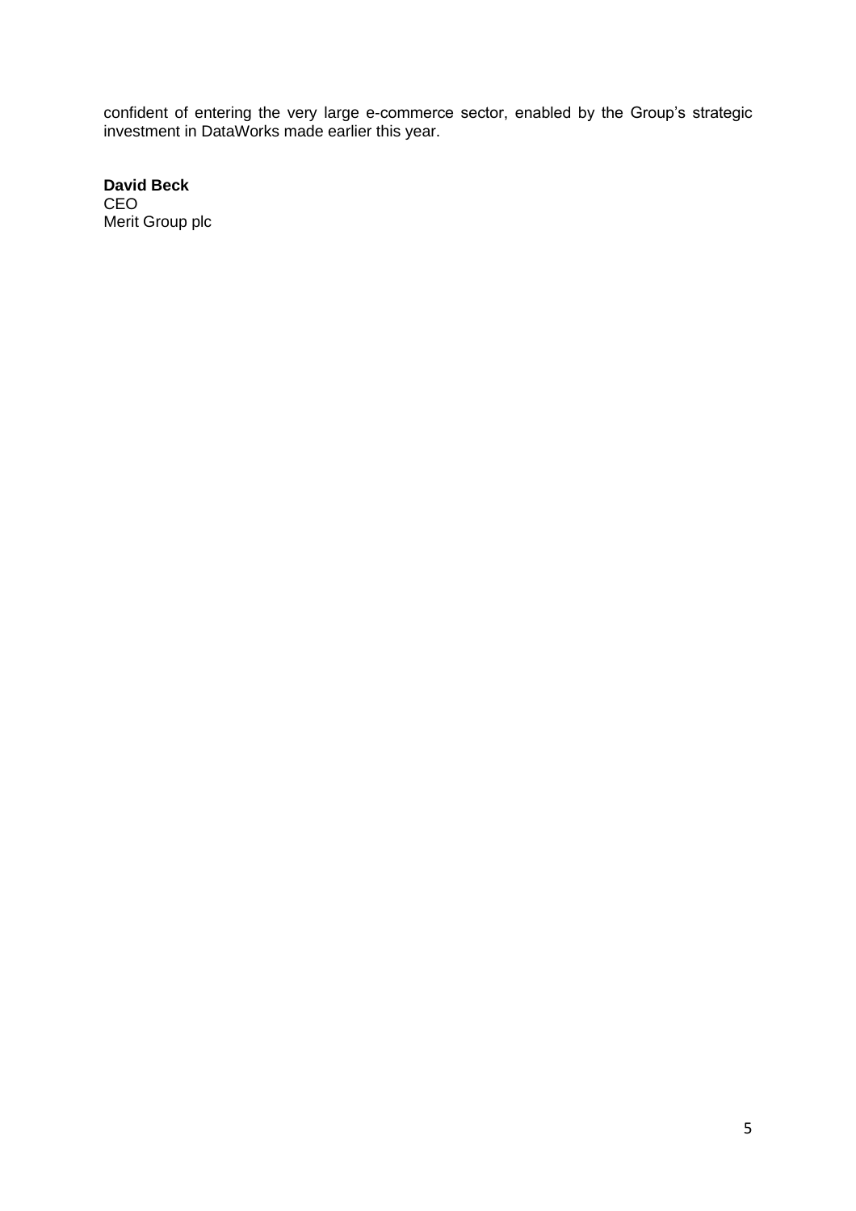confident of entering the very large e-commerce sector, enabled by the Group's strategic investment in DataWorks made earlier this year.

**David Beck**
CEO
Merit Group plc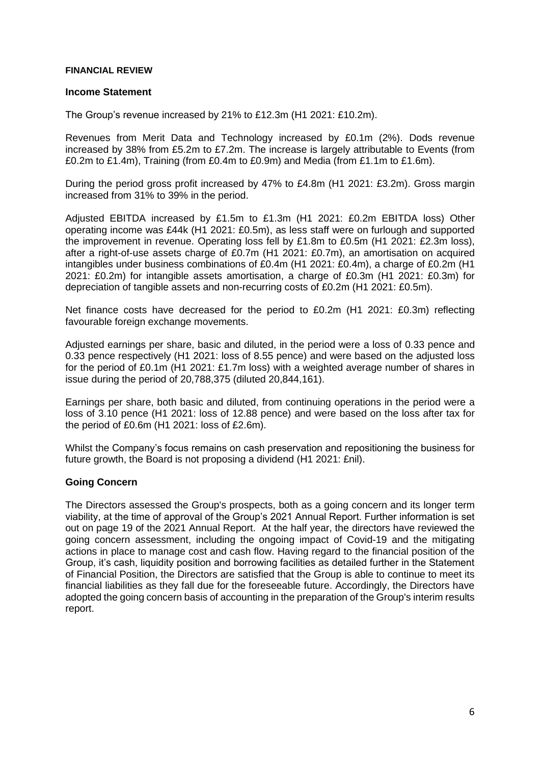## FINANCIAL REVIEW

### Income Statement

The Group's revenue increased by 21% to £12.3m (H1 2021: £10.2m).

Revenues from Merit Data and Technology increased by £0.1m (2%). Dods revenue increased by 38% from £5.2m to £7.2m. The increase is largely attributable to Events (from £0.2m to £1.4m), Training (from £0.4m to £0.9m) and Media (from £1.1m to £1.6m).

During the period gross profit increased by 47% to £4.8m (H1 2021: £3.2m). Gross margin increased from 31% to 39% in the period.

Adjusted EBITDA increased by £1.5m to £1.3m (H1 2021: £0.2m EBITDA loss) Other operating income was £44k (H1 2021: £0.5m), as less staff were on furlough and supported the improvement in revenue. Operating loss fell by £1.8m to £0.5m (H1 2021: £2.3m loss), after a right-of-use assets charge of £0.7m (H1 2021: £0.7m), an amortisation on acquired intangibles under business combinations of £0.4m (H1 2021: £0.4m), a charge of £0.2m (H1 2021: £0.2m) for intangible assets amortisation, a charge of £0.3m (H1 2021: £0.3m) for depreciation of tangible assets and non-recurring costs of £0.2m (H1 2021: £0.5m).

Net finance costs have decreased for the period to £0.2m (H1 2021: £0.3m) reflecting favourable foreign exchange movements.

Adjusted earnings per share, basic and diluted, in the period were a loss of 0.33 pence and 0.33 pence respectively (H1 2021: loss of 8.55 pence) and were based on the adjusted loss for the period of £0.1m (H1 2021: £1.7m loss) with a weighted average number of shares in issue during the period of 20,788,375 (diluted 20,844,161).

Earnings per share, both basic and diluted, from continuing operations in the period were a loss of 3.10 pence (H1 2021: loss of 12.88 pence) and were based on the loss after tax for the period of £0.6m (H1 2021: loss of £2.6m).

Whilst the Company's focus remains on cash preservation and repositioning the business for future growth, the Board is not proposing a dividend (H1 2021: £nil).

### Going Concern

The Directors assessed the Group's prospects, both as a going concern and its longer term viability, at the time of approval of the Group's 2021 Annual Report. Further information is set out on page 19 of the 2021 Annual Report. At the half year, the directors have reviewed the going concern assessment, including the ongoing impact of Covid-19 and the mitigating actions in place to manage cost and cash flow. Having regard to the financial position of the Group, it's cash, liquidity position and borrowing facilities as detailed further in the Statement of Financial Position, the Directors are satisfied that the Group is able to continue to meet its financial liabilities as they fall due for the foreseeable future. Accordingly, the Directors have adopted the going concern basis of accounting in the preparation of the Group's interim results report.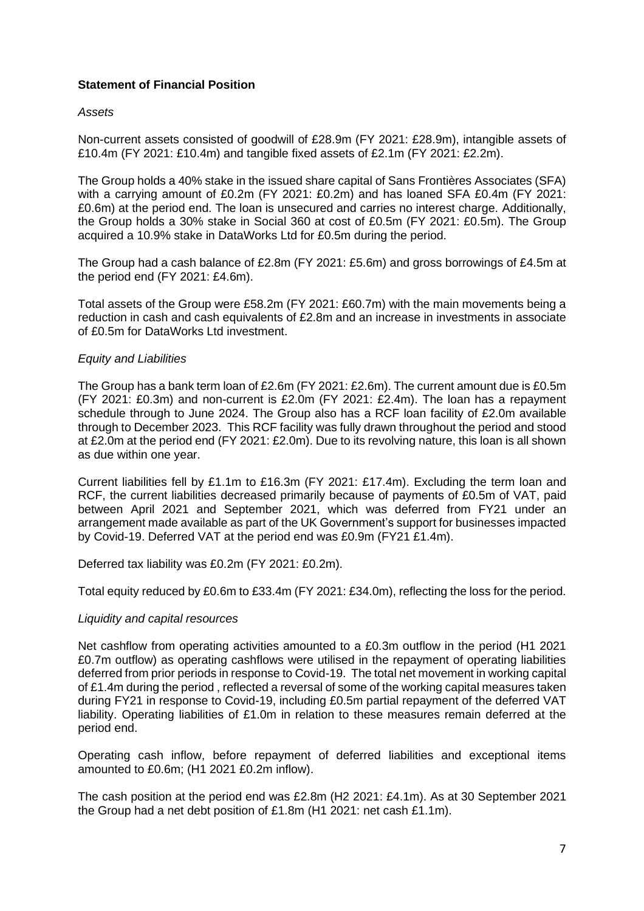**Statement of Financial Position**

*Assets*

Non-current assets consisted of goodwill of £28.9m (FY 2021: £28.9m), intangible assets of £10.4m (FY 2021: £10.4m) and tangible fixed assets of £2.1m (FY 2021: £2.2m).

The Group holds a 40% stake in the issued share capital of Sans Frontières Associates (SFA) with a carrying amount of £0.2m (FY 2021: £0.2m) and has loaned SFA £0.4m (FY 2021: £0.6m) at the period end. The loan is unsecured and carries no interest charge. Additionally, the Group holds a 30% stake in Social 360 at cost of £0.5m (FY 2021: £0.5m). The Group acquired a 10.9% stake in DataWorks Ltd for £0.5m during the period.

The Group had a cash balance of £2.8m (FY 2021: £5.6m) and gross borrowings of £4.5m at the period end (FY 2021: £4.6m).

Total assets of the Group were £58.2m (FY 2021: £60.7m) with the main movements being a reduction in cash and cash equivalents of £2.8m and an increase in investments in associate of £0.5m for DataWorks Ltd investment.

*Equity and Liabilities*

The Group has a bank term loan of £2.6m (FY 2021: £2.6m). The current amount due is £0.5m (FY 2021: £0.3m) and non-current is £2.0m (FY 2021: £2.4m). The loan has a repayment schedule through to June 2024. The Group also has a RCF loan facility of £2.0m available through to December 2023. This RCF facility was fully drawn throughout the period and stood at £2.0m at the period end (FY 2021: £2.0m). Due to its revolving nature, this loan is all shown as due within one year.

Current liabilities fell by £1.1m to £16.3m (FY 2021: £17.4m). Excluding the term loan and RCF, the current liabilities decreased primarily because of payments of £0.5m of VAT, paid between April 2021 and September 2021, which was deferred from FY21 under an arrangement made available as part of the UK Government's support for businesses impacted by Covid-19. Deferred VAT at the period end was £0.9m (FY21 £1.4m).

Deferred tax liability was £0.2m (FY 2021: £0.2m).

Total equity reduced by £0.6m to £33.4m (FY 2021: £34.0m), reflecting the loss for the period.

*Liquidity and capital resources*

Net cashflow from operating activities amounted to a £0.3m outflow in the period (H1 2021 £0.7m outflow) as operating cashflows were utilised in the repayment of operating liabilities deferred from prior periods in response to Covid-19. The total net movement in working capital of £1.4m during the period , reflected a reversal of some of the working capital measures taken during FY21 in response to Covid-19, including £0.5m partial repayment of the deferred VAT liability. Operating liabilities of £1.0m in relation to these measures remain deferred at the period end.

Operating cash inflow, before repayment of deferred liabilities and exceptional items amounted to £0.6m; (H1 2021 £0.2m inflow).

The cash position at the period end was £2.8m (H2 2021: £4.1m). As at 30 September 2021 the Group had a net debt position of £1.8m (H1 2021: net cash £1.1m).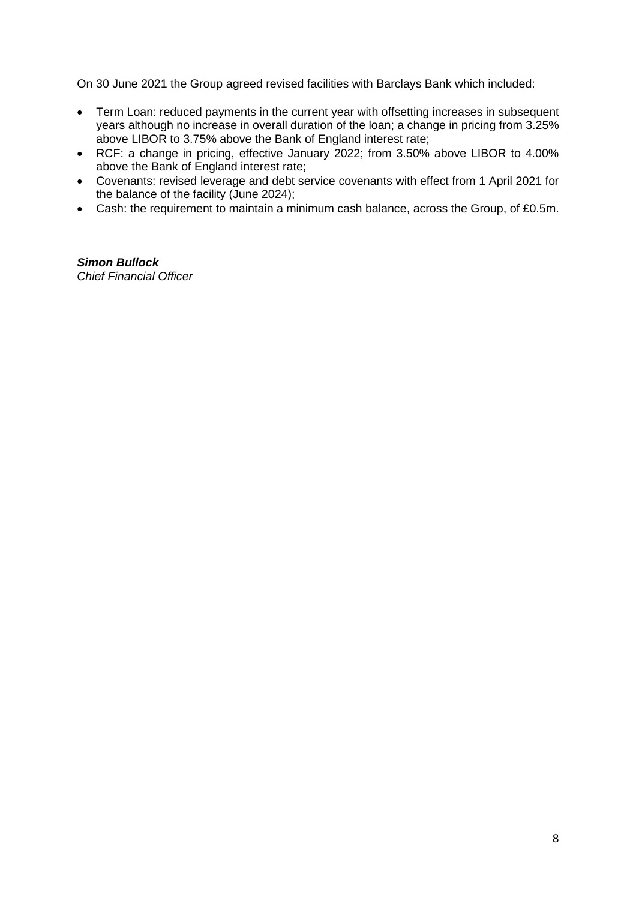On 30 June 2021 the Group agreed revised facilities with Barclays Bank which included:

- Term Loan: reduced payments in the current year with offsetting increases in subsequent years although no increase in overall duration of the loan; a change in pricing from 3.25% above LIBOR to 3.75% above the Bank of England interest rate;
- RCF: a change in pricing, effective January 2022; from 3.50% above LIBOR to 4.00% above the Bank of England interest rate;
- Covenants: revised leverage and debt service covenants with effect from 1 April 2021 for the balance of the facility (June 2024);
- Cash: the requirement to maintain a minimum cash balance, across the Group, of £0.5m.

***Simon Bullock***
*Chief Financial Officer*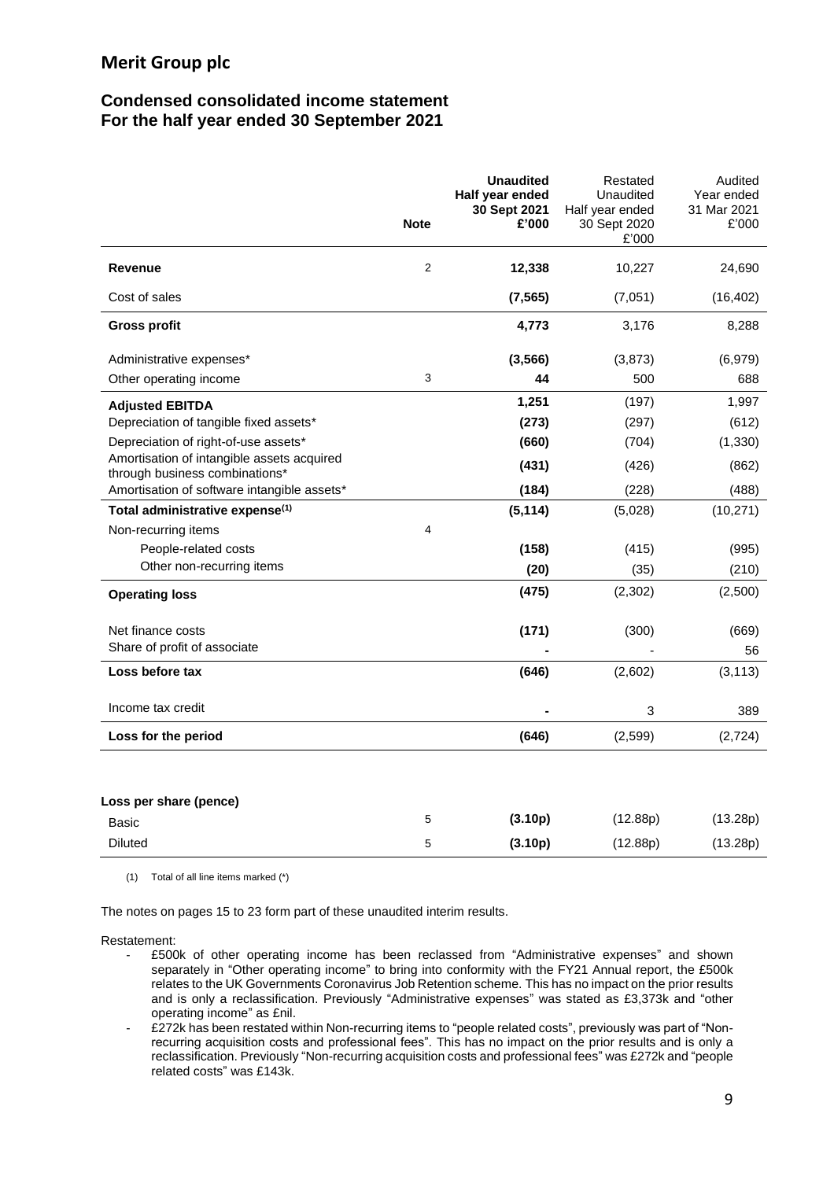# Merit Group plc

## Condensed consolidated income statement
## For the half year ended 30 September 2021

| | Note | **Unaudited Half year ended 30 Sept 2021 £'000** | Restated Unaudited Half year ended 30 Sept 2020 £'000 | Audited Year ended 31 Mar 2021 £'000 |
|---|---|---|---|---|
| **Revenue** | 2 | **12,338** | 10,227 | 24,690 |
| Cost of sales | | **(7,565)** | (7,051) | (16,402) |
| **Gross profit** | | **4,773** | 3,176 | 8,288 |
| Administrative expenses* | | **(3,566)** | (3,873) | (6,979) |
| Other operating income | 3 | **44** | 500 | 688 |
| **Adjusted EBITDA** | | **1,251** | (197) | 1,997 |
| Depreciation of tangible fixed assets* | | **(273)** | (297) | (612) |
| Depreciation of right-of-use assets* | | **(660)** | (704) | (1,330) |
| Amortisation of intangible assets acquired through business combinations* | | **(431)** | (426) | (862) |
| Amortisation of software intangible assets* | | **(184)** | (228) | (488) |
| **Total administrative expense[(1)]** | | **(5,114)** | (5,028) | (10,271) |
| Non-recurring items | 4 | | | |
| People-related costs | | **(158)** | (415) | (995) |
| Other non-recurring items | | **(20)** | (35) | (210) |
| **Operating loss** | | **(475)** | (2,302) | (2,500) |
| Net finance costs | | **(171)** | (300) | (669) |
| Share of profit of associate | | **-** | - | 56 |
| **Loss before tax** | | **(646)** | (2,602) | (3,113) |
| Income tax credit | | **-** | 3 | 389 |
| **Loss for the period** | | **(646)** | (2,599) | (2,724) |
| | | | | |
| **Loss per share (pence)** | | | | |
| Basic | 5 | **(3.10p)** | (12.88p) | (13.28p) |
| Diluted | 5 | **(3.10p)** | (12.88p) | (13.28p) |

(1) Total of all line items marked (*)

The notes on pages 15 to 23 form part of these unaudited interim results.

Restatement:

- £500k of other operating income has been reclassed from "Administrative expenses" and shown separately in "Other operating income" to bring into conformity with the FY21 Annual report, the £500k relates to the UK Governments Coronavirus Job Retention scheme. This has no impact on the prior results and is only a reclassification. Previously "Administrative expenses" was stated as £3,373k and "other operating income" as £nil.
- £272k has been restated within Non-recurring items to "people related costs", previously was part of "Non-recurring acquisition costs and professional fees". This has no impact on the prior results and is only a reclassification. Previously "Non-recurring acquisition costs and professional fees" was £272k and "people related costs" was £143k.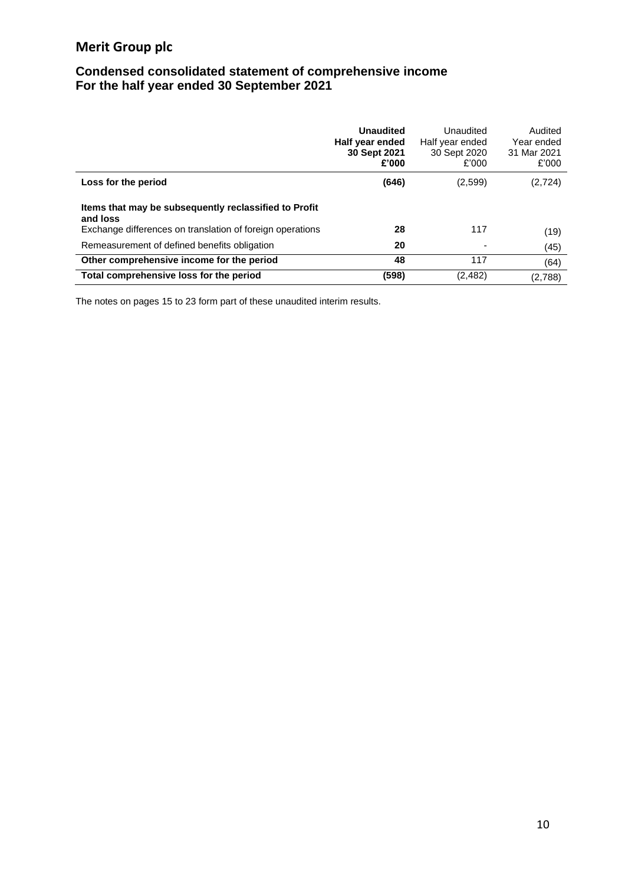# Merit Group plc

## Condensed consolidated statement of comprehensive income
## For the half year ended 30 September 2021

| | **Unaudited Half year ended 30 Sept 2021 £'000** | Unaudited Half year ended 30 Sept 2020 £'000 | Audited Year ended 31 Mar 2021 £'000 |
|---|---|---|---|
| **Loss for the period** | **(646)** | (2,599) | (2,724) |
| **Items that may be subsequently reclassified to Profit and loss** | | | |
| Exchange differences on translation of foreign operations | **28** | 117 | (19) |
| Remeasurement of defined benefits obligation | **20** | - | (45) |
| **Other comprehensive income for the period** | **48** | 117 | (64) |
| **Total comprehensive loss for the period** | **(598)** | (2,482) | (2,788) |

The notes on pages 15 to 23 form part of these unaudited interim results.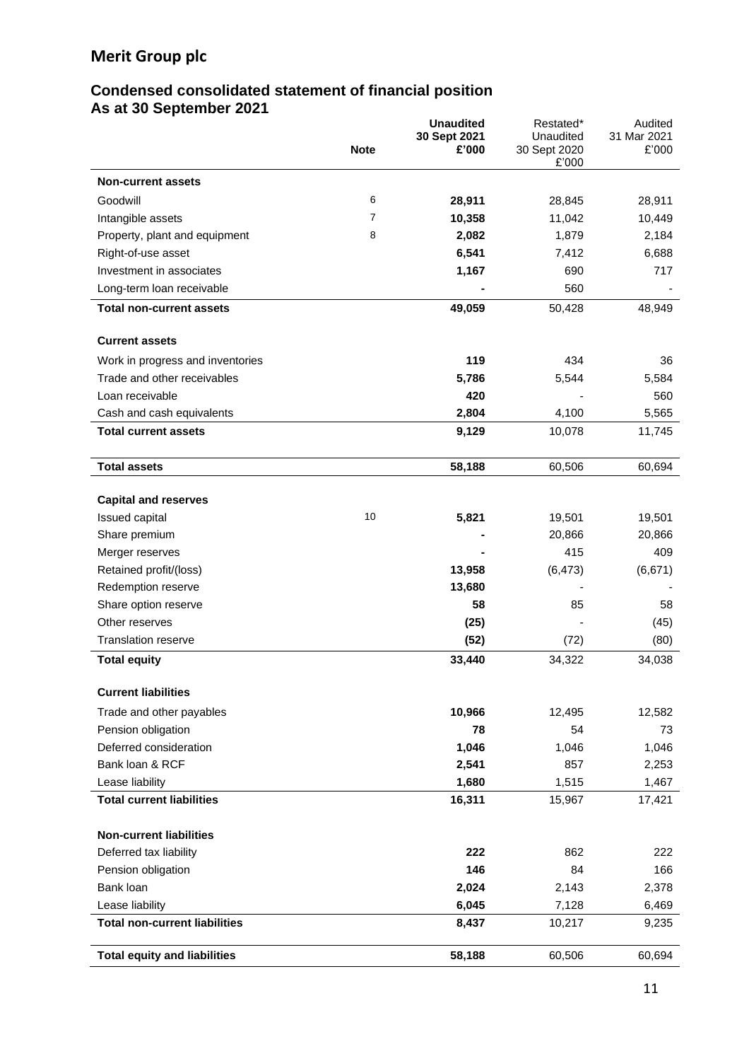# Merit Group plc

## Condensed consolidated statement of financial position
## As at 30 September 2021

| | Note | **Unaudited 30 Sept 2021 £'000** | Restated* Unaudited 30 Sept 2020 £'000 | Audited 31 Mar 2021 £'000 |
|---|---|---|---|---|
| **Non-current assets** | | | | |
| Goodwill | 6 | **28,911** | 28,845 | 28,911 |
| Intangible assets | 7 | **10,358** | 11,042 | 10,449 |
| Property, plant and equipment | 8 | **2,082** | 1,879 | 2,184 |
| Right-of-use asset | | **6,541** | 7,412 | 6,688 |
| Investment in associates | | **1,167** | 690 | 717 |
| Long-term loan receivable | | **-** | 560 | - |
| **Total non-current assets** | | **49,059** | 50,428 | 48,949 |
| | | | | |
| **Current assets** | | | | |
| Work in progress and inventories | | **119** | 434 | 36 |
| Trade and other receivables | | **5,786** | 5,544 | 5,584 |
| Loan receivable | | **420** | - | 560 |
| Cash and cash equivalents | | **2,804** | 4,100 | 5,565 |
| **Total current assets** | | **9,129** | 10,078 | 11,745 |
| | | | | |
| **Total assets** | | **58,188** | 60,506 | 60,694 |
| | | | | |
| **Capital and reserves** | | | | |
| Issued capital | 10 | **5,821** | 19,501 | 19,501 |
| Share premium | | **-** | 20,866 | 20,866 |
| Merger reserves | | **-** | 415 | 409 |
| Retained profit/(loss) | | **13,958** | (6,473) | (6,671) |
| Redemption reserve | | **13,680** | - | - |
| Share option reserve | | **58** | 85 | 58 |
| Other reserves | | **(25)** | - | (45) |
| Translation reserve | | **(52)** | (72) | (80) |
| **Total equity** | | **33,440** | 34,322 | 34,038 |
| | | | | |
| **Current liabilities** | | | | |
| Trade and other payables | | **10,966** | 12,495 | 12,582 |
| Pension obligation | | **78** | 54 | 73 |
| Deferred consideration | | **1,046** | 1,046 | 1,046 |
| Bank loan & RCF | | **2,541** | 857 | 2,253 |
| Lease liability | | **1,680** | 1,515 | 1,467 |
| **Total current liabilities** | | **16,311** | 15,967 | 17,421 |
| | | | | |
| **Non-current liabilities** | | | | |
| Deferred tax liability | | **222** | 862 | 222 |
| Pension obligation | | **146** | 84 | 166 |
| Bank loan | | **2,024** | 2,143 | 2,378 |
| Lease liability | | **6,045** | 7,128 | 6,469 |
| **Total non-current liabilities** | | **8,437** | 10,217 | 9,235 |
| | | | | |
| **Total equity and liabilities** | | **58,188** | 60,506 | 60,694 |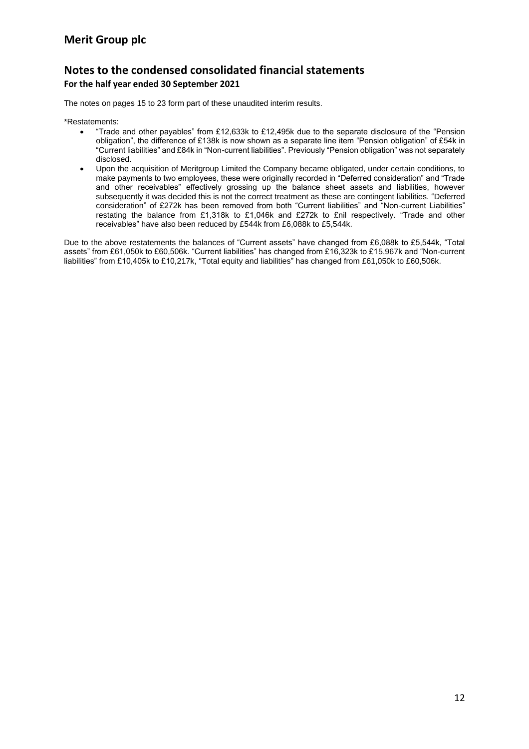# Merit Group plc

## Notes to the condensed consolidated financial statements

### For the half year ended 30 September 2021

The notes on pages 15 to 23 form part of these unaudited interim results.

*Restatements:

- "Trade and other payables" from £12,633k to £12,495k due to the separate disclosure of the "Pension obligation", the difference of £138k is now shown as a separate line item "Pension obligation" of £54k in "Current liabilities" and £84k in "Non-current liabilities". Previously "Pension obligation" was not separately disclosed.
- Upon the acquisition of Meritgroup Limited the Company became obligated, under certain conditions, to make payments to two employees, these were originally recorded in "Deferred consideration" and "Trade and other receivables" effectively grossing up the balance sheet assets and liabilities, however subsequently it was decided this is not the correct treatment as these are contingent liabilities. "Deferred consideration" of £272k has been removed from both "Current liabilities" and "Non-current Liabilities" restating the balance from £1,318k to £1,046k and £272k to £nil respectively. "Trade and other receivables" have also been reduced by £544k from £6,088k to £5,544k.

Due to the above restatements the balances of "Current assets" have changed from £6,088k to £5,544k, "Total assets" from £61,050k to £60,506k. "Current liabilities" has changed from £16,323k to £15,967k and "Non-current liabilities" from £10,405k to £10,217k, "Total equity and liabilities" has changed from £61,050k to £60,506k.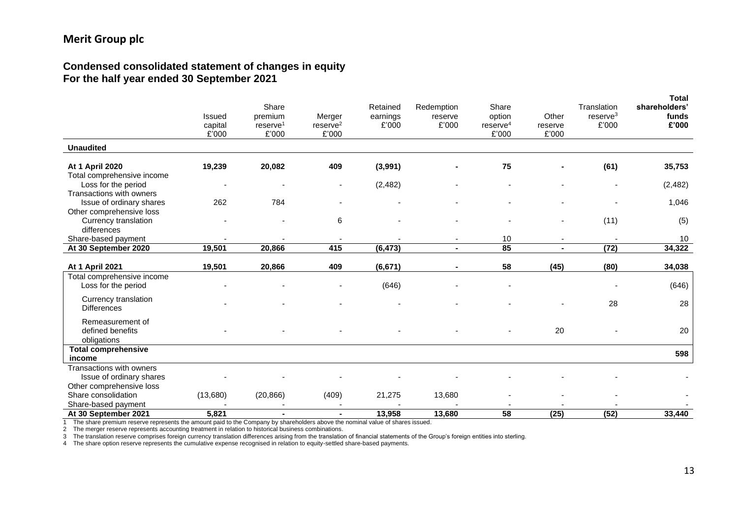## Merit Group plc

### Condensed consolidated statement of changes in equity
### For the half year ended 30 September 2021

| | Issued capital £'000 | Share premium reserve[1] £'000 | Merger reserve[2] £'000 | Retained earnings £'000 | Redemption reserve £'000 | Share option reserve[4] £'000 | Other reserve £'000 | Translation reserve[3] £'000 | **Total shareholders' funds £'000** |
|---|---|---|---|---|---|---|---|---|---|
| **Unaudited** | | | | | | | | | |
| **At 1 April 2020** | **19,239** | **20,082** | **409** | **(3,991)** | **-** | **75** | **-** | **(61)** | **35,753** |
| Total comprehensive income | | | | | | | | | |
| Loss for the period | - | - | - | (2,482) | - | - | - | - | (2,482) |
| Transactions with owners | | | | | | | | | |
| Issue of ordinary shares | 262 | 784 | - | - | - | - | - | - | 1,046 |
| Other comprehensive loss | | | | | | | | | |
| Currency translation differences | - | - | 6 | - | - | - | - | (11) | (5) |
| Share-based payment | - | - | - | - | - | 10 | - | - | 10 |
| **At 30 September 2020** | **19,501** | **20,866** | **415** | **(6,473)** | **-** | **85** | **-** | **(72)** | **34,322** |
| **At 1 April 2021** | **19,501** | **20,866** | **409** | **(6,671)** | **-** | **58** | **(45)** | **(80)** | **34,038** |
| Total comprehensive income | | | | | | | | | |
| Loss for the period | - | - | - | (646) | - | - | | - | (646) |
| Currency translation Differences | - | - | - | - | - | - | - | 28 | 28 |
| Remeasurement of defined benefits obligations | - | - | - | - | - | - | 20 | - | 20 |
| **Total comprehensive income** | | | | | | | | | **598** |
| Transactions with owners | | | | | | | | | |
| Issue of ordinary shares | - | - | - | - | - | - | - | - | - |
| Other comprehensive loss | | | | | | | | | |
| Share consolidation | (13,680) | (20,866) | (409) | 21,275 | 13,680 | - | - | - | - |
| Share-based payment | - | - | - | - | - | - | - | - | - |
| **At 30 September 2021** | **5,821** | **-** | **-** | **13,958** | **13,680** | **58** | **(25)** | **(52)** | **33,440** |

1 The share premium reserve represents the amount paid to the Company by shareholders above the nominal value of shares issued.
2 The merger reserve represents accounting treatment in relation to historical business combinations.
3 The translation reserve comprises foreign currency translation differences arising from the translation of financial statements of the Group's foreign entities into sterling.
4 The share option reserve represents the cumulative expense recognised in relation to equity-settled share-based payments.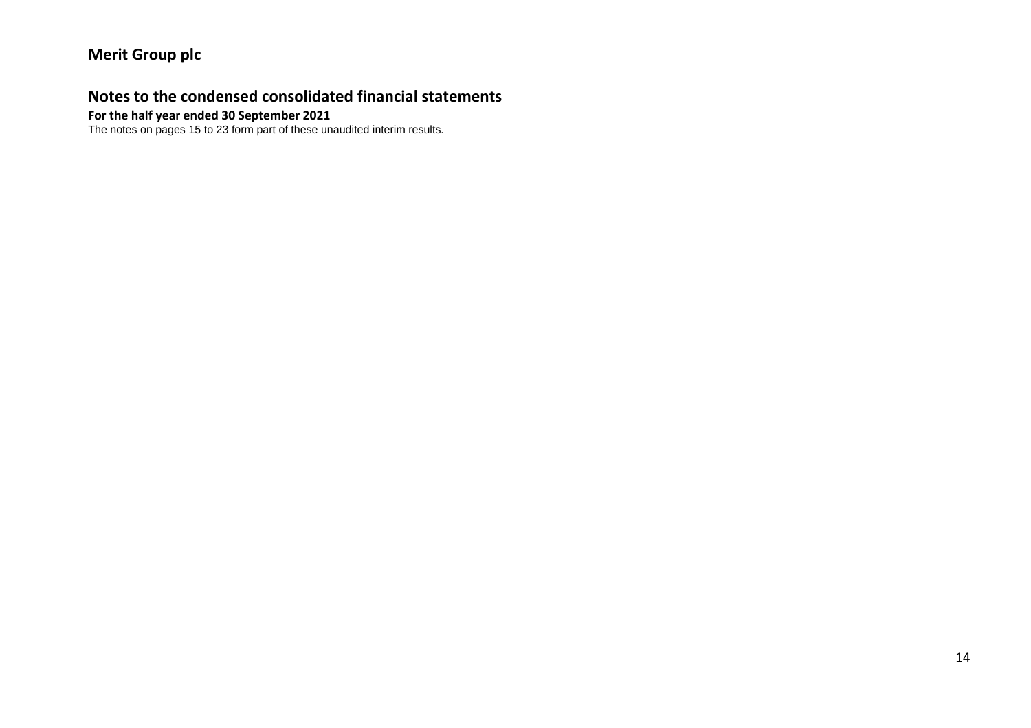**Merit Group plc**

## Notes to the condensed consolidated financial statements

**For the half year ended 30 September 2021**

The notes on pages 15 to 23 form part of these unaudited interim results.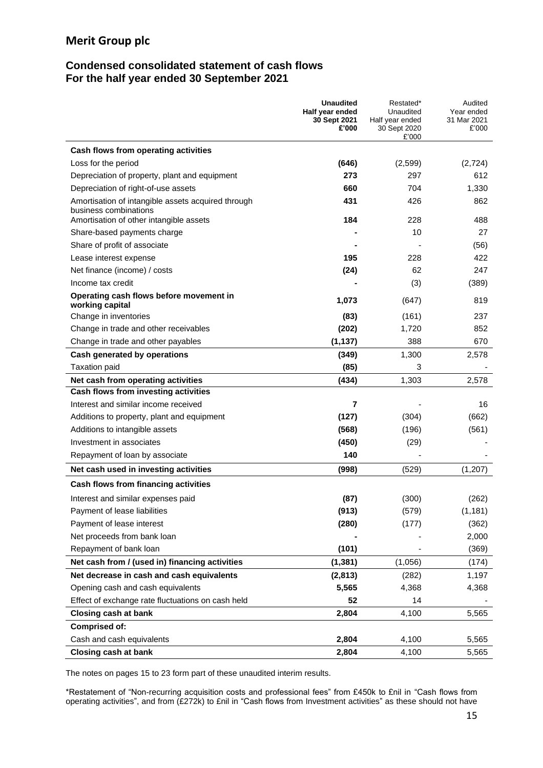# Merit Group plc

## Condensed consolidated statement of cash flows
## For the half year ended 30 September 2021

| | **Unaudited Half year ended 30 Sept 2021 £'000** | Restated* Unaudited Half year ended 30 Sept 2020 £'000 | Audited Year ended 31 Mar 2021 £'000 |
|---|---|---|---|
| **Cash flows from operating activities** | | | |
| Loss for the period | **(646)** | (2,599) | (2,724) |
| Depreciation of property, plant and equipment | **273** | 297 | 612 |
| Depreciation of right-of-use assets | **660** | 704 | 1,330 |
| Amortisation of intangible assets acquired through business combinations | **431** | 426 | 862 |
| Amortisation of other intangible assets | **184** | 228 | 488 |
| Share-based payments charge | **-** | 10 | 27 |
| Share of profit of associate | **-** | - | (56) |
| Lease interest expense | **195** | 228 | 422 |
| Net finance (income) / costs | **(24)** | 62 | 247 |
| Income tax credit | **-** | (3) | (389) |
| **Operating cash flows before movement in working capital** | **1,073** | (647) | 819 |
| Change in inventories | **(83)** | (161) | 237 |
| Change in trade and other receivables | **(202)** | 1,720 | 852 |
| Change in trade and other payables | **(1,137)** | 388 | 670 |
| **Cash generated by operations** | **(349)** | 1,300 | 2,578 |
| Taxation paid | **(85)** | 3 | - |
| **Net cash from operating activities** | **(434)** | 1,303 | 2,578 |
| **Cash flows from investing activities** | | | |
| Interest and similar income received | **7** | - | 16 |
| Additions to property, plant and equipment | **(127)** | (304) | (662) |
| Additions to intangible assets | **(568)** | (196) | (561) |
| Investment in associates | **(450)** | (29) | - |
| Repayment of loan by associate | **140** | - | - |
| **Net cash used in investing activities** | **(998)** | (529) | (1,207) |
| **Cash flows from financing activities** | | | |
| Interest and similar expenses paid | **(87)** | (300) | (262) |
| Payment of lease liabilities | **(913)** | (579) | (1,181) |
| Payment of lease interest | **(280)** | (177) | (362) |
| Net proceeds from bank loan | **-** | - | 2,000 |
| Repayment of bank loan | **(101)** | - | (369) |
| **Net cash from / (used in) financing activities** | **(1,381)** | (1,056) | (174) |
| **Net decrease in cash and cash equivalents** | **(2,813)** | (282) | 1,197 |
| Opening cash and cash equivalents | **5,565** | 4,368 | 4,368 |
| Effect of exchange rate fluctuations on cash held | **52** | 14 | - |
| **Closing cash at bank** | **2,804** | 4,100 | 5,565 |
| **Comprised of:** | | | |
| Cash and cash equivalents | **2,804** | 4,100 | 5,565 |
| **Closing cash at bank** | **2,804** | 4,100 | 5,565 |

The notes on pages 15 to 23 form part of these unaudited interim results.

*Restatement of "Non-recurring acquisition costs and professional fees" from £450k to £nil in "Cash flows from operating activities", and from (£272k) to £nil in "Cash flows from Investment activities" as these should not have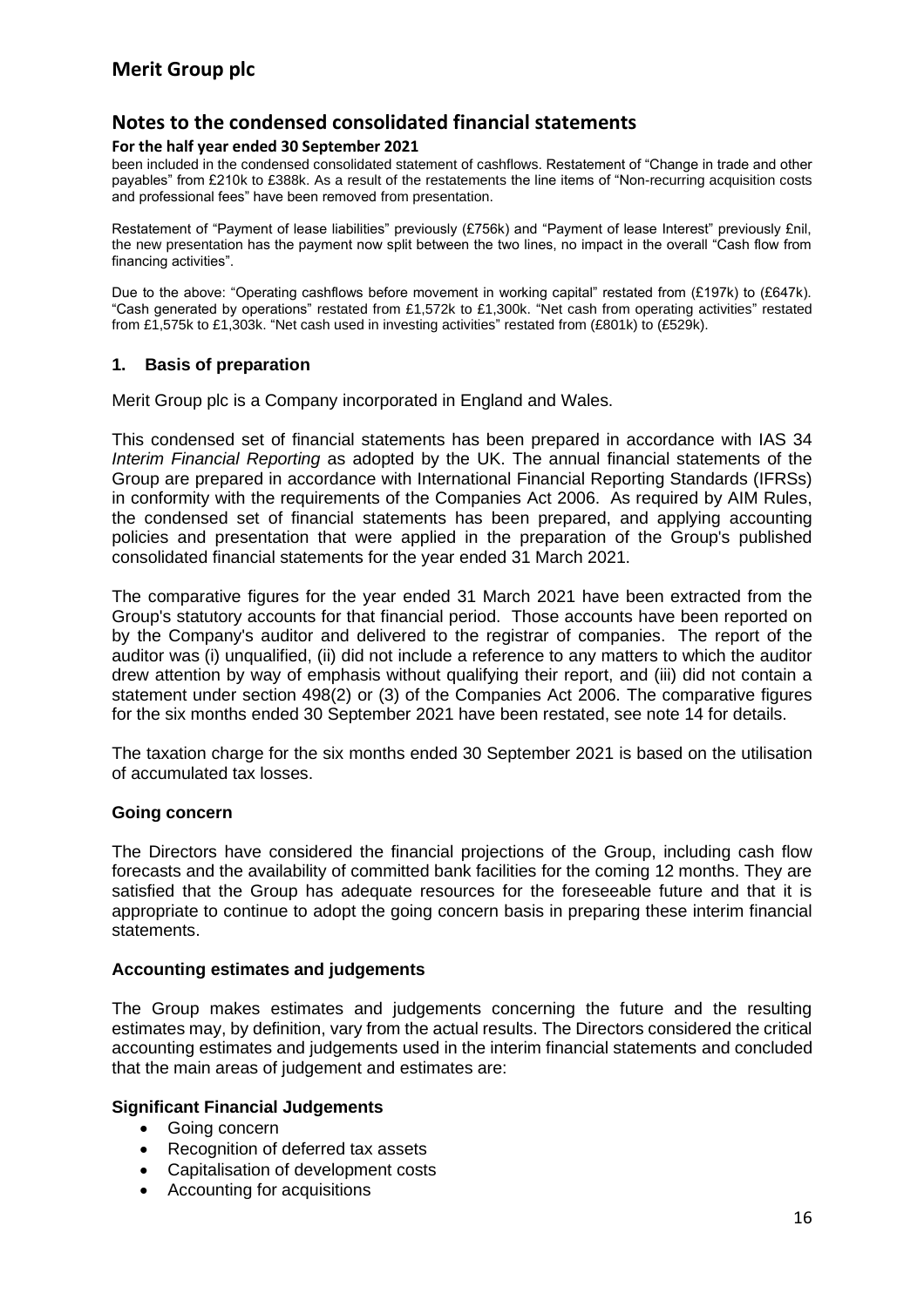## Notes to the condensed consolidated financial statements

**For the half year ended 30 September 2021**

been included in the condensed consolidated statement of cashflows. Restatement of "Change in trade and other payables" from £210k to £388k. As a result of the restatements the line items of "Non-recurring acquisition costs and professional fees" have been removed from presentation.

Restatement of "Payment of lease liabilities" previously (£756k) and "Payment of lease Interest" previously £nil, the new presentation has the payment now split between the two lines, no impact in the overall "Cash flow from financing activities".

Due to the above: "Operating cashflows before movement in working capital" restated from (£197k) to (£647k). "Cash generated by operations" restated from £1,572k to £1,300k. "Net cash from operating activities" restated from £1,575k to £1,303k. "Net cash used in investing activities" restated from (£801k) to (£529k).

### 1. Basis of preparation

Merit Group plc is a Company incorporated in England and Wales.

This condensed set of financial statements has been prepared in accordance with IAS 34 *Interim Financial Reporting* as adopted by the UK. The annual financial statements of the Group are prepared in accordance with International Financial Reporting Standards (IFRSs) in conformity with the requirements of the Companies Act 2006. As required by AIM Rules, the condensed set of financial statements has been prepared, and applying accounting policies and presentation that were applied in the preparation of the Group's published consolidated financial statements for the year ended 31 March 2021.

The comparative figures for the year ended 31 March 2021 have been extracted from the Group's statutory accounts for that financial period. Those accounts have been reported on by the Company's auditor and delivered to the registrar of companies. The report of the auditor was (i) unqualified, (ii) did not include a reference to any matters to which the auditor drew attention by way of emphasis without qualifying their report, and (iii) did not contain a statement under section 498(2) or (3) of the Companies Act 2006. The comparative figures for the six months ended 30 September 2021 have been restated, see note 14 for details.

The taxation charge for the six months ended 30 September 2021 is based on the utilisation of accumulated tax losses.

#### Going concern

The Directors have considered the financial projections of the Group, including cash flow forecasts and the availability of committed bank facilities for the coming 12 months. They are satisfied that the Group has adequate resources for the foreseeable future and that it is appropriate to continue to adopt the going concern basis in preparing these interim financial statements.

#### Accounting estimates and judgements

The Group makes estimates and judgements concerning the future and the resulting estimates may, by definition, vary from the actual results. The Directors considered the critical accounting estimates and judgements used in the interim financial statements and concluded that the main areas of judgement and estimates are:

#### Significant Financial Judgements

- Going concern
- Recognition of deferred tax assets
- Capitalisation of development costs
- Accounting for acquisitions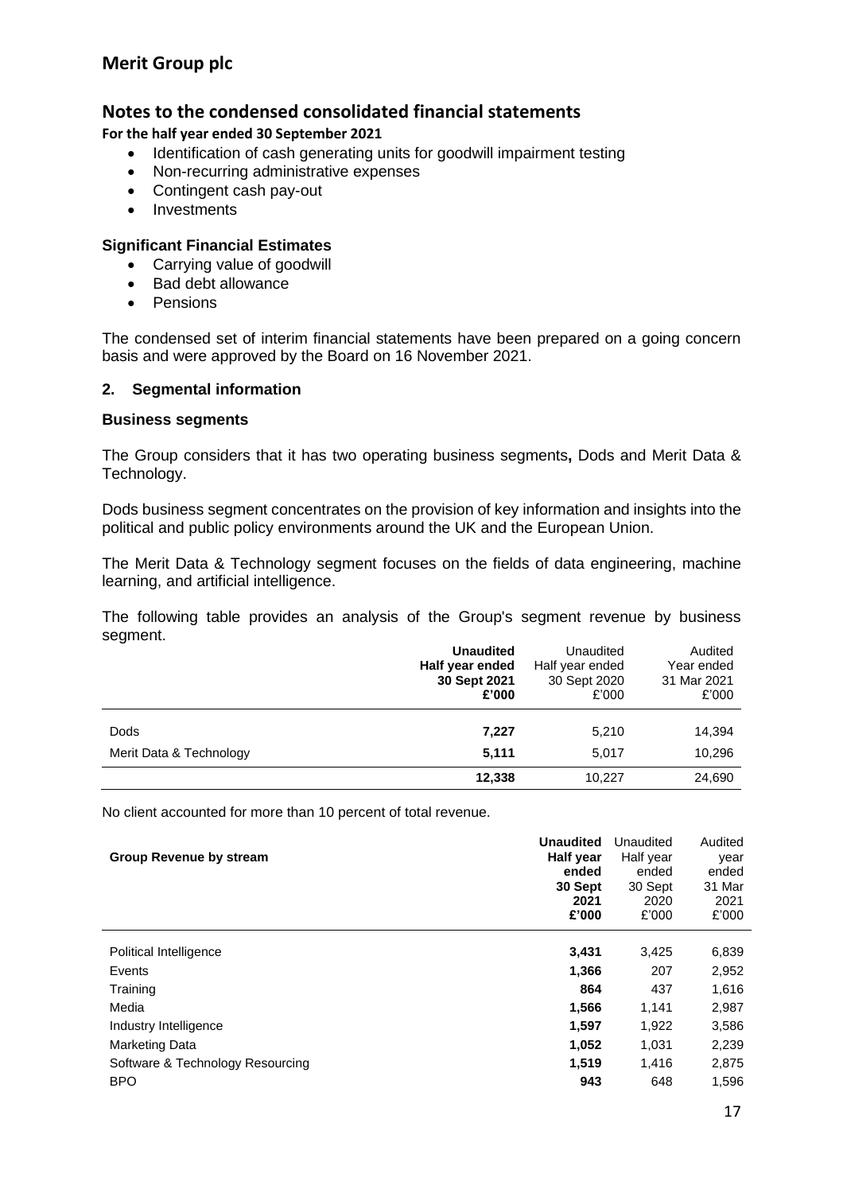## Notes to the condensed consolidated financial statements

**For the half year ended 30 September 2021**

- Identification of cash generating units for goodwill impairment testing
- Non-recurring administrative expenses
- Contingent cash pay-out
- Investments

**Significant Financial Estimates**

- Carrying value of goodwill
- Bad debt allowance
- Pensions

The condensed set of interim financial statements have been prepared on a going concern basis and were approved by the Board on 16 November 2021.

### 2. Segmental information

**Business segments**

The Group considers that it has two operating business segments**,** Dods and Merit Data & Technology.

Dods business segment concentrates on the provision of key information and insights into the political and public policy environments around the UK and the European Union.

The Merit Data & Technology segment focuses on the fields of data engineering, machine learning, and artificial intelligence.

The following table provides an analysis of the Group's segment revenue by business segment.

| | **Unaudited Half year ended 30 Sept 2021 £'000** | Unaudited Half year ended 30 Sept 2020 £'000 | Audited Year ended 31 Mar 2021 £'000 |
|---|---|---|---|
| Dods | **7,227** | 5,210 | 14,394 |
| Merit Data & Technology | **5,111** | 5,017 | 10,296 |
| | **12,338** | 10,227 | 24,690 |

No client accounted for more than 10 percent of total revenue.

| **Group Revenue by stream** | **Unaudited Half year ended 30 Sept 2021 £'000** | Unaudited Half year ended 30 Sept 2020 £'000 | Audited year ended 31 Mar 2021 £'000 |
|---|---|---|---|
| Political Intelligence | **3,431** | 3,425 | 6,839 |
| Events | **1,366** | 207 | 2,952 |
| Training | **864** | 437 | 1,616 |
| Media | **1,566** | 1,141 | 2,987 |
| Industry Intelligence | **1,597** | 1,922 | 3,586 |
| Marketing Data | **1,052** | 1,031 | 2,239 |
| Software & Technology Resourcing | **1,519** | 1,416 | 2,875 |
| BPO | **943** | 648 | 1,596 |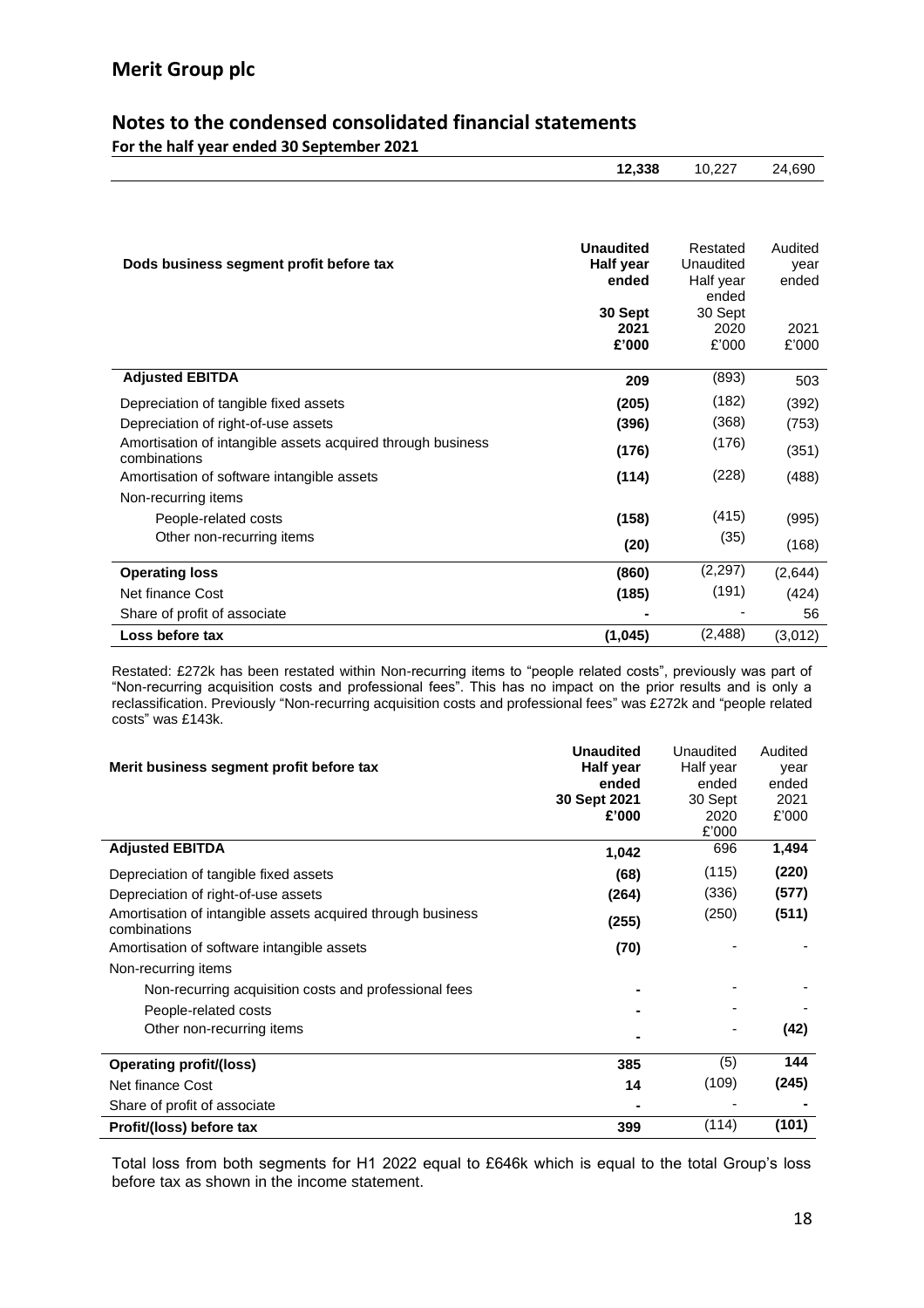## Notes to the condensed consolidated financial statements

**For the half year ended 30 September 2021**

| | **12,338** | 10,227 | 24,690 |
|---|---|---|---|

| **Dods business segment profit before tax** | **Unaudited Half year ended 30 Sept 2021 £'000** | Restated Unaudited Half year ended 30 Sept 2020 £'000 | Audited year ended 2021 £'000 |
|---|---|---|---|
| **Adjusted EBITDA** | **209** | (893) | 503 |
| Depreciation of tangible fixed assets | **(205)** | (182) | (392) |
| Depreciation of right-of-use assets | **(396)** | (368) | (753) |
| Amortisation of intangible assets acquired through business combinations | **(176)** | (176) | (351) |
| Amortisation of software intangible assets | **(114)** | (228) | (488) |
| Non-recurring items | | | |
| People-related costs | **(158)** | (415) | (995) |
| Other non-recurring items | **(20)** | (35) | (168) |
| **Operating loss** | **(860)** | (2,297) | (2,644) |
| Net finance Cost | **(185)** | (191) | (424) |
| Share of profit of associate | **-** | - | 56 |
| **Loss before tax** | **(1,045)** | (2,488) | (3,012) |

Restated: £272k has been restated within Non-recurring items to "people related costs", previously was part of "Non-recurring acquisition costs and professional fees". This has no impact on the prior results and is only a reclassification. Previously "Non-recurring acquisition costs and professional fees" was £272k and "people related costs" was £143k.

| **Merit business segment profit before tax** | **Unaudited Half year ended 30 Sept 2021 £'000** | Unaudited Half year ended 30 Sept 2020 £'000 | Audited year ended 2021 £'000 |
|---|---|---|---|
| **Adjusted EBITDA** | **1,042** | 696 | **1,494** |
| Depreciation of tangible fixed assets | **(68)** | (115) | **(220)** |
| Depreciation of right-of-use assets | **(264)** | (336) | **(577)** |
| Amortisation of intangible assets acquired through business combinations | **(255)** | (250) | **(511)** |
| Amortisation of software intangible assets | **(70)** | - | - |
| Non-recurring items | | | |
| Non-recurring acquisition costs and professional fees | **-** | - | - |
| People-related costs | **-** | - | - |
| Other non-recurring items | **-** | - | **(42)** |
| **Operating profit/(loss)** | **385** | (5) | **144** |
| Net finance Cost | **14** | (109) | **(245)** |
| Share of profit of associate | **-** | - | **-** |
| **Profit/(loss) before tax** | **399** | (114) | **(101)** |

Total loss from both segments for H1 2022 equal to £646k which is equal to the total Group's loss before tax as shown in the income statement.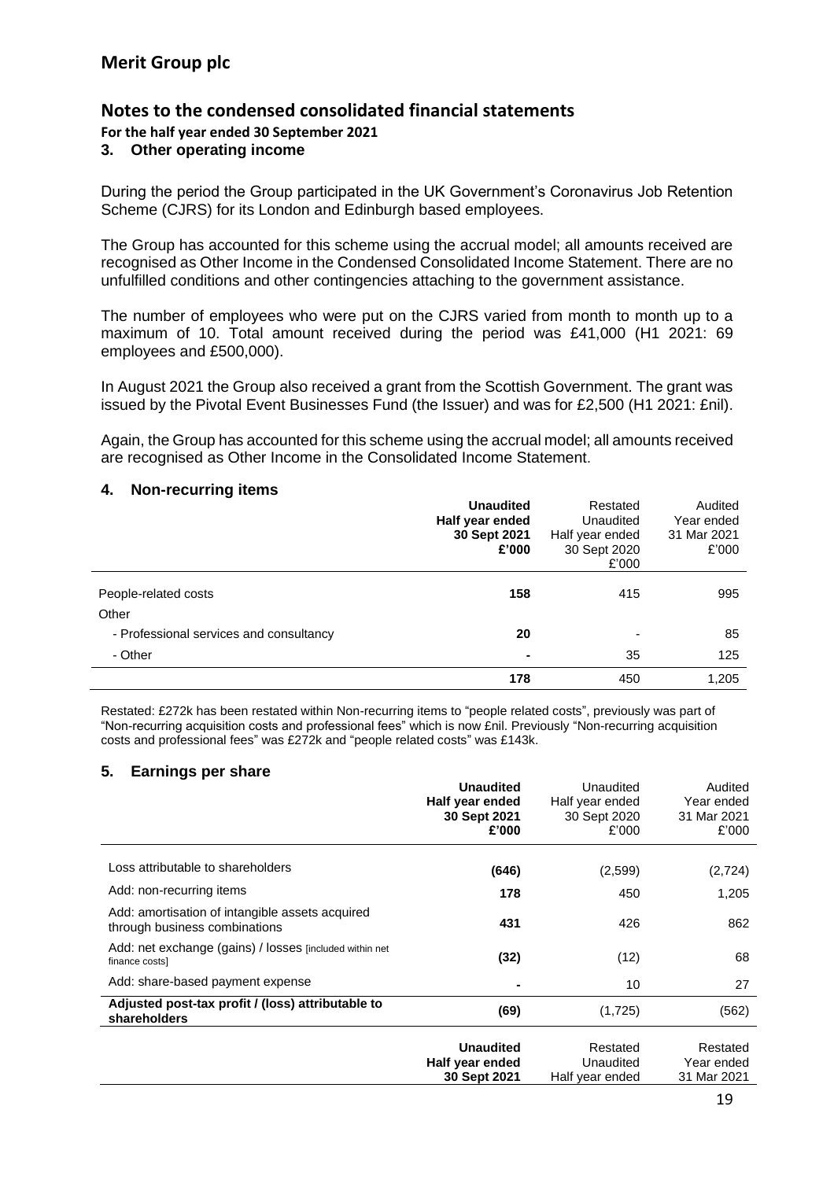# Merit Group plc

## Notes to the condensed consolidated financial statements

**For the half year ended 30 September 2021**

### 3. Other operating income

During the period the Group participated in the UK Government's Coronavirus Job Retention Scheme (CJRS) for its London and Edinburgh based employees.

The Group has accounted for this scheme using the accrual model; all amounts received are recognised as Other Income in the Condensed Consolidated Income Statement. There are no unfulfilled conditions and other contingencies attaching to the government assistance.

The number of employees who were put on the CJRS varied from month to month up to a maximum of 10. Total amount received during the period was £41,000 (H1 2021: 69 employees and £500,000).

In August 2021 the Group also received a grant from the Scottish Government. The grant was issued by the Pivotal Event Businesses Fund (the Issuer) and was for £2,500 (H1 2021: £nil).

Again, the Group has accounted for this scheme using the accrual model; all amounts received are recognised as Other Income in the Consolidated Income Statement.

### 4. Non-recurring items

| | **Unaudited Half year ended 30 Sept 2021 £'000** | Restated Unaudited Half year ended 30 Sept 2020 £'000 | Audited Year ended 31 Mar 2021 £'000 |
|---|---|---|---|
| People-related costs | **158** | 415 | 995 |
| Other | | | |
| - Professional services and consultancy | **20** | - | 85 |
| - Other | **-** | 35 | 125 |
| | **178** | 450 | 1,205 |

Restated: £272k has been restated within Non-recurring items to "people related costs", previously was part of "Non-recurring acquisition costs and professional fees" which is now £nil. Previously "Non-recurring acquisition costs and professional fees" was £272k and "people related costs" was £143k.

### 5. Earnings per share

| | **Unaudited Half year ended 30 Sept 2021 £'000** | Unaudited Half year ended 30 Sept 2020 £'000 | Audited Year ended 31 Mar 2021 £'000 |
|---|---|---|---|
| Loss attributable to shareholders | **(646)** | (2,599) | (2,724) |
| Add: non-recurring items | **178** | 450 | 1,205 |
| Add: amortisation of intangible assets acquired through business combinations | **431** | 426 | 862 |
| Add: net exchange (gains) / losses [included within net finance costs] | **(32)** | (12) | 68 |
| Add: share-based payment expense | **-** | 10 | 27 |
| **Adjusted post-tax profit / (loss) attributable to shareholders** | **(69)** | (1,725) | (562) |

| | **Unaudited Half year ended 30 Sept 2021** | Restated Unaudited Half year ended | Restated Year ended 31 Mar 2021 |
|---|---|---|---|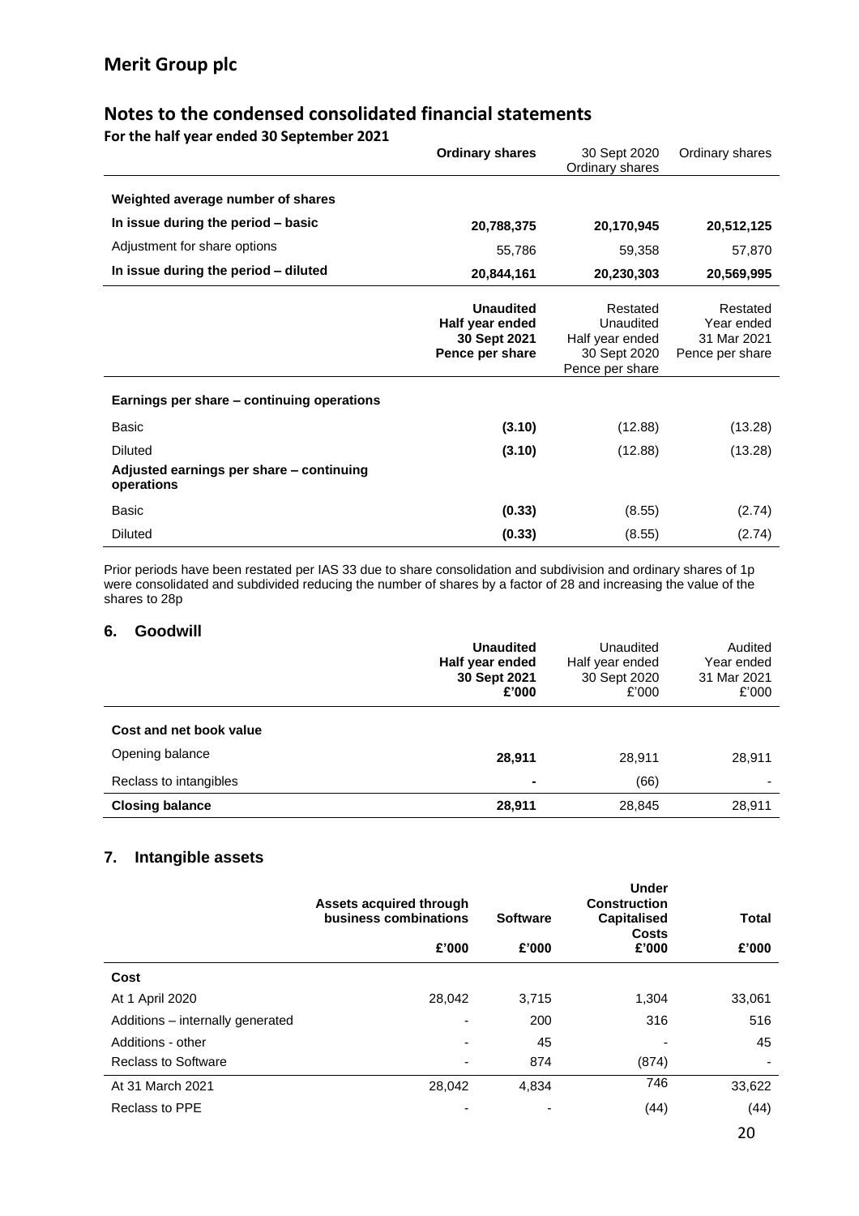# Merit Group plc

## Notes to the condensed consolidated financial statements

**For the half year ended 30 September 2021**

| | **Ordinary shares** | 30 Sept 2020 Ordinary shares | Ordinary shares |
|---|---|---|---|
| **Weighted average number of shares** | | | |
| **In issue during the period – basic** | **20,788,375** | **20,170,945** | **20,512,125** |
| Adjustment for share options | 55,786 | 59,358 | 57,870 |
| **In issue during the period – diluted** | **20,844,161** | **20,230,303** | **20,569,995** |

| | **Unaudited Half year ended 30 Sept 2021 Pence per share** | Restated Unaudited Half year ended 30 Sept 2020 Pence per share | Restated Year ended 31 Mar 2021 Pence per share |
|---|---|---|---|
| **Earnings per share – continuing operations** | | | |
| Basic | **(3.10)** | (12.88) | (13.28) |
| Diluted | **(3.10)** | (12.88) | (13.28) |
| **Adjusted earnings per share – continuing operations** | | | |
| Basic | **(0.33)** | (8.55) | (2.74) |
| Diluted | **(0.33)** | (8.55) | (2.74) |

Prior periods have been restated per IAS 33 due to share consolidation and subdivision and ordinary shares of 1p were consolidated and subdivided reducing the number of shares by a factor of 28 and increasing the value of the shares to 28p

### 6. Goodwill

| | **Unaudited Half year ended 30 Sept 2021 £'000** | Unaudited Half year ended 30 Sept 2020 £'000 | Audited Year ended 31 Mar 2021 £'000 |
|---|---|---|---|
| **Cost and net book value** | | | |
| Opening balance | **28,911** | 28,911 | 28,911 |
| Reclass to intangibles | **-** | (66) | - |
| **Closing balance** | **28,911** | 28,845 | 28,911 |

### 7. Intangible assets

| | **Assets acquired through business combinations** | **Software** | **Under Construction Capitalised Costs** | **Total** |
|---|---|---|---|---|
| | **£'000** | **£'000** | **£'000** | **£'000** |
| **Cost** | | | | |
| At 1 April 2020 | 28,042 | 3,715 | 1,304 | 33,061 |
| Additions – internally generated | - | 200 | 316 | 516 |
| Additions - other | - | 45 | - | 45 |
| Reclass to Software | - | 874 | (874) | - |
| At 31 March 2021 | 28,042 | 4,834 | 746 | 33,622 |
| Reclass to PPE | - | - | (44) | (44) |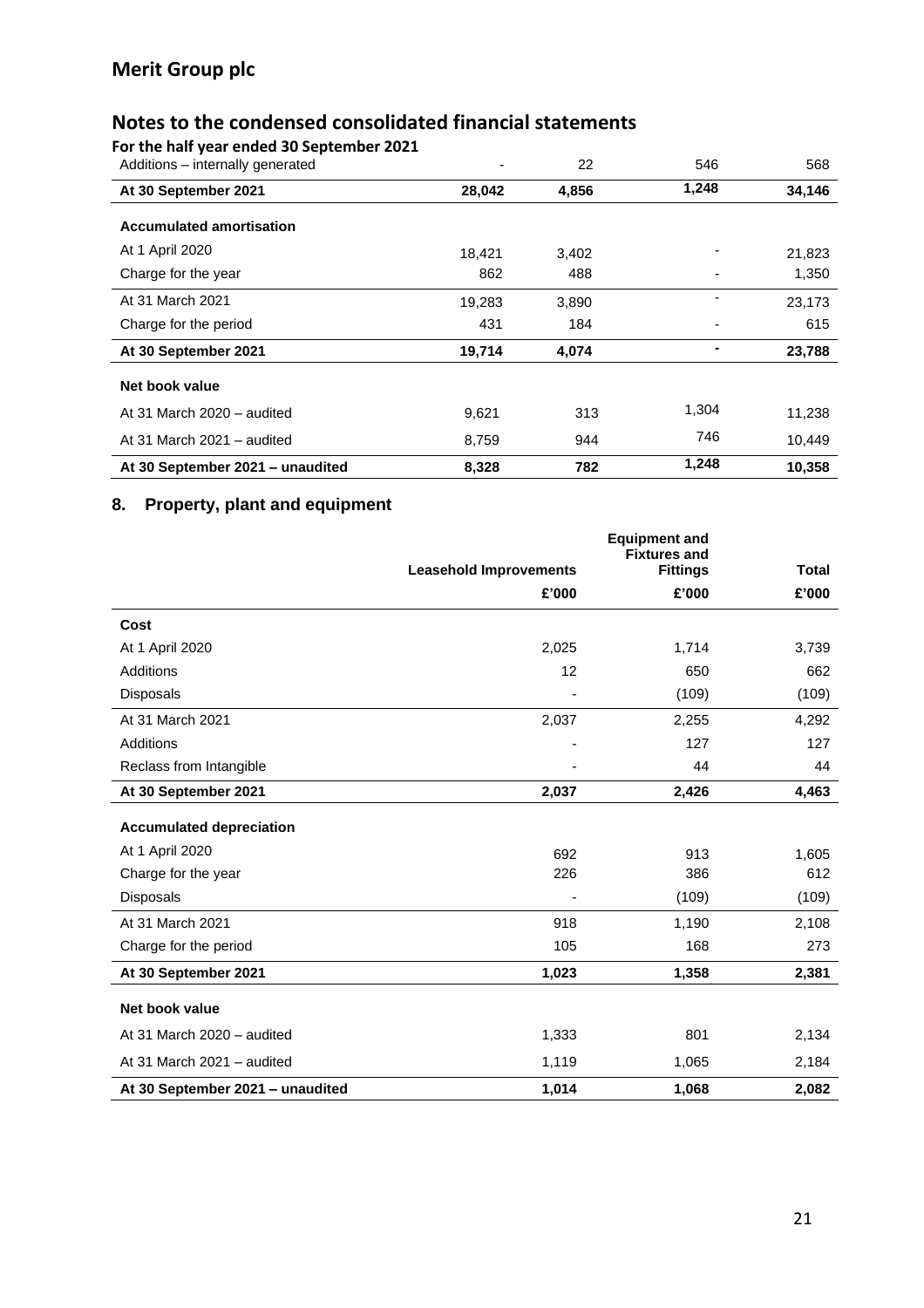# Merit Group plc

## Notes to the condensed consolidated financial statements

**For the half year ended 30 September 2021**

| | | | | |
|---|---|---|---|---|
| Additions – internally generated | - | 22 | 546 | 568 |
| **At 30 September 2021** | **28,042** | **4,856** | **1,248** | **34,146** |
| **Accumulated amortisation** | | | | |
| At 1 April 2020 | 18,421 | 3,402 | - | 21,823 |
| Charge for the year | 862 | 488 | - | 1,350 |
| At 31 March 2021 | 19,283 | 3,890 | - | 23,173 |
| Charge for the period | 431 | 184 | - | 615 |
| **At 30 September 2021** | **19,714** | **4,074** | **-** | **23,788** |
| **Net book value** | | | | |
| At 31 March 2020 – audited | 9,621 | 313 | 1,304 | 11,238 |
| At 31 March 2021 – audited | 8,759 | 944 | 746 | 10,449 |
| **At 30 September 2021 – unaudited** | **8,328** | **782** | **1,248** | **10,358** |

### 8. Property, plant and equipment

| | Leasehold Improvements | Equipment and Fixtures and Fittings | Total |
|---|---|---|---|
| | £'000 | £'000 | £'000 |
| **Cost** | | | |
| At 1 April 2020 | 2,025 | 1,714 | 3,739 |
| Additions | 12 | 650 | 662 |
| Disposals | - | (109) | (109) |
| At 31 March 2021 | 2,037 | 2,255 | 4,292 |
| Additions | - | 127 | 127 |
| Reclass from Intangible | - | 44 | 44 |
| **At 30 September 2021** | **2,037** | **2,426** | **4,463** |
| **Accumulated depreciation** | | | |
| At 1 April 2020 | 692 | 913 | 1,605 |
| Charge for the year | 226 | 386 | 612 |
| Disposals | - | (109) | (109) |
| At 31 March 2021 | 918 | 1,190 | 2,108 |
| Charge for the period | 105 | 168 | 273 |
| **At 30 September 2021** | **1,023** | **1,358** | **2,381** |
| **Net book value** | | | |
| At 31 March 2020 – audited | 1,333 | 801 | 2,134 |
| At 31 March 2021 – audited | 1,119 | 1,065 | 2,184 |
| **At 30 September 2021 – unaudited** | **1,014** | **1,068** | **2,082** |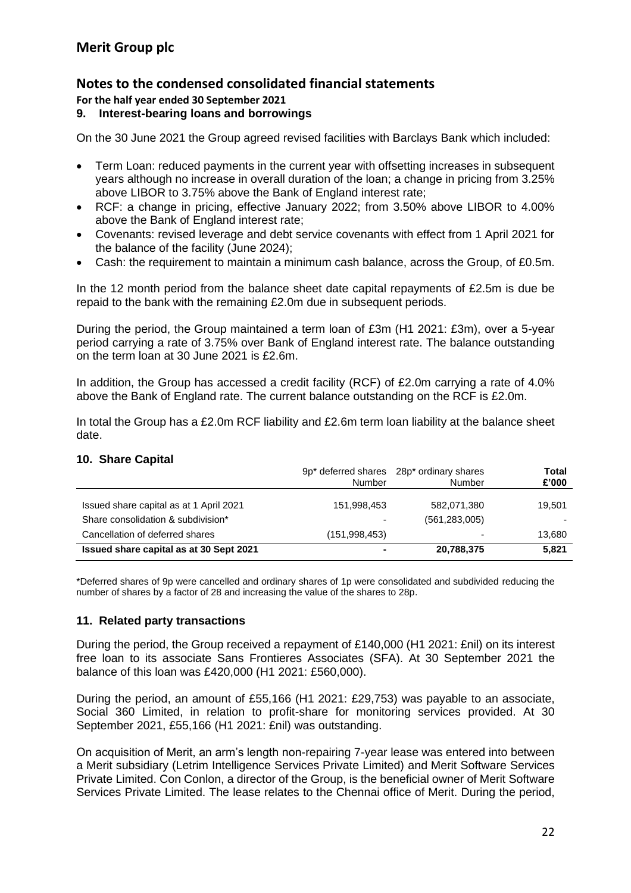## Merit Group plc

## Notes to the condensed consolidated financial statements

**For the half year ended 30 September 2021**

### 9. Interest-bearing loans and borrowings

On the 30 June 2021 the Group agreed revised facilities with Barclays Bank which included:

- Term Loan: reduced payments in the current year with offsetting increases in subsequent years although no increase in overall duration of the loan; a change in pricing from 3.25% above LIBOR to 3.75% above the Bank of England interest rate;
- RCF: a change in pricing, effective January 2022; from 3.50% above LIBOR to 4.00% above the Bank of England interest rate;
- Covenants: revised leverage and debt service covenants with effect from 1 April 2021 for the balance of the facility (June 2024);
- Cash: the requirement to maintain a minimum cash balance, across the Group, of £0.5m.

In the 12 month period from the balance sheet date capital repayments of £2.5m is due be repaid to the bank with the remaining £2.0m due in subsequent periods.

During the period, the Group maintained a term loan of £3m (H1 2021: £3m), over a 5-year period carrying a rate of 3.75% over Bank of England interest rate. The balance outstanding on the term loan at 30 June 2021 is £2.6m.

In addition, the Group has accessed a credit facility (RCF) of £2.0m carrying a rate of 4.0% above the Bank of England rate. The current balance outstanding on the RCF is £2.0m.

In total the Group has a £2.0m RCF liability and £2.6m term loan liability at the balance sheet date.

### 10. Share Capital

| | 9p* deferred shares Number | 28p* ordinary shares Number | **Total £'000** |
|---|---|---|---|
| Issued share capital as at 1 April 2021 | 151,998,453 | 582,071,380 | 19,501 |
| Share consolidation & subdivision* | - | (561,283,005) | - |
| Cancellation of deferred shares | (151,998,453) | - | 13,680 |
| **Issued share capital as at 30 Sept 2021** | **-** | **20,788,375** | **5,821** |

*Deferred shares of 9p were cancelled and ordinary shares of 1p were consolidated and subdivided reducing the number of shares by a factor of 28 and increasing the value of the shares to 28p.

### 11. Related party transactions

During the period, the Group received a repayment of £140,000 (H1 2021: £nil) on its interest free loan to its associate Sans Frontieres Associates (SFA). At 30 September 2021 the balance of this loan was £420,000 (H1 2021: £560,000).

During the period, an amount of £55,166 (H1 2021: £29,753) was payable to an associate, Social 360 Limited, in relation to profit-share for monitoring services provided. At 30 September 2021, £55,166 (H1 2021: £nil) was outstanding.

On acquisition of Merit, an arm's length non-repairing 7-year lease was entered into between a Merit subsidiary (Letrim Intelligence Services Private Limited) and Merit Software Services Private Limited. Con Conlon, a director of the Group, is the beneficial owner of Merit Software Services Private Limited. The lease relates to the Chennai office of Merit. During the period,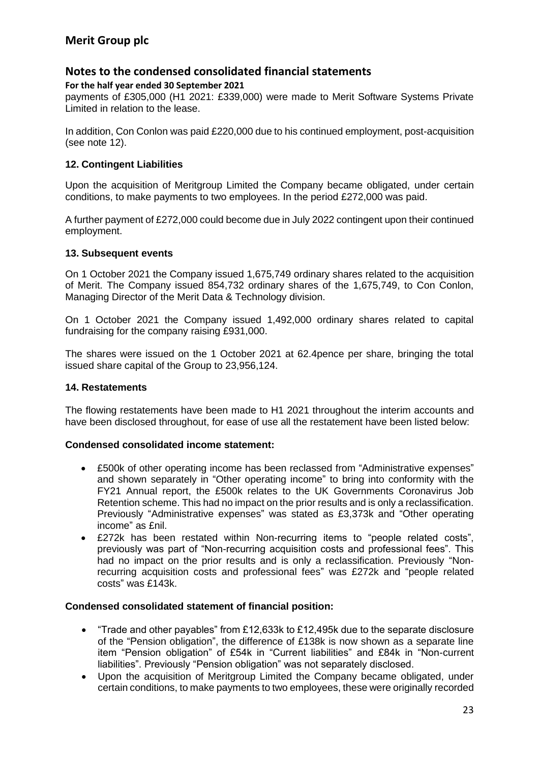payments of £305,000 (H1 2021: £339,000) were made to Merit Software Systems Private Limited in relation to the lease.

In addition, Con Conlon was paid £220,000 due to his continued employment, post-acquisition (see note 12).

### 12. Contingent Liabilities

Upon the acquisition of Meritgroup Limited the Company became obligated, under certain conditions, to make payments to two employees. In the period £272,000 was paid.

A further payment of £272,000 could become due in July 2022 contingent upon their continued employment.

### 13. Subsequent events

On 1 October 2021 the Company issued 1,675,749 ordinary shares related to the acquisition of Merit. The Company issued 854,732 ordinary shares of the 1,675,749, to Con Conlon, Managing Director of the Merit Data & Technology division.

On 1 October 2021 the Company issued 1,492,000 ordinary shares related to capital fundraising for the company raising £931,000.

The shares were issued on the 1 October 2021 at 62.4pence per share, bringing the total issued share capital of the Group to 23,956,124.

### 14. Restatements

The flowing restatements have been made to H1 2021 throughout the interim accounts and have been disclosed throughout, for ease of use all the restatement have been listed below:

**Condensed consolidated income statement:**

- £500k of other operating income has been reclassed from "Administrative expenses" and shown separately in "Other operating income" to bring into conformity with the FY21 Annual report, the £500k relates to the UK Governments Coronavirus Job Retention scheme. This had no impact on the prior results and is only a reclassification. Previously "Administrative expenses" was stated as £3,373k and "Other operating income" as £nil.
- £272k has been restated within Non-recurring items to "people related costs", previously was part of "Non-recurring acquisition costs and professional fees". This had no impact on the prior results and is only a reclassification. Previously "Non-recurring acquisition costs and professional fees" was £272k and "people related costs" was £143k.

**Condensed consolidated statement of financial position:**

- "Trade and other payables" from £12,633k to £12,495k due to the separate disclosure of the "Pension obligation", the difference of £138k is now shown as a separate line item "Pension obligation" of £54k in "Current liabilities" and £84k in "Non-current liabilities". Previously "Pension obligation" was not separately disclosed.
- Upon the acquisition of Meritgroup Limited the Company became obligated, under certain conditions, to make payments to two employees, these were originally recorded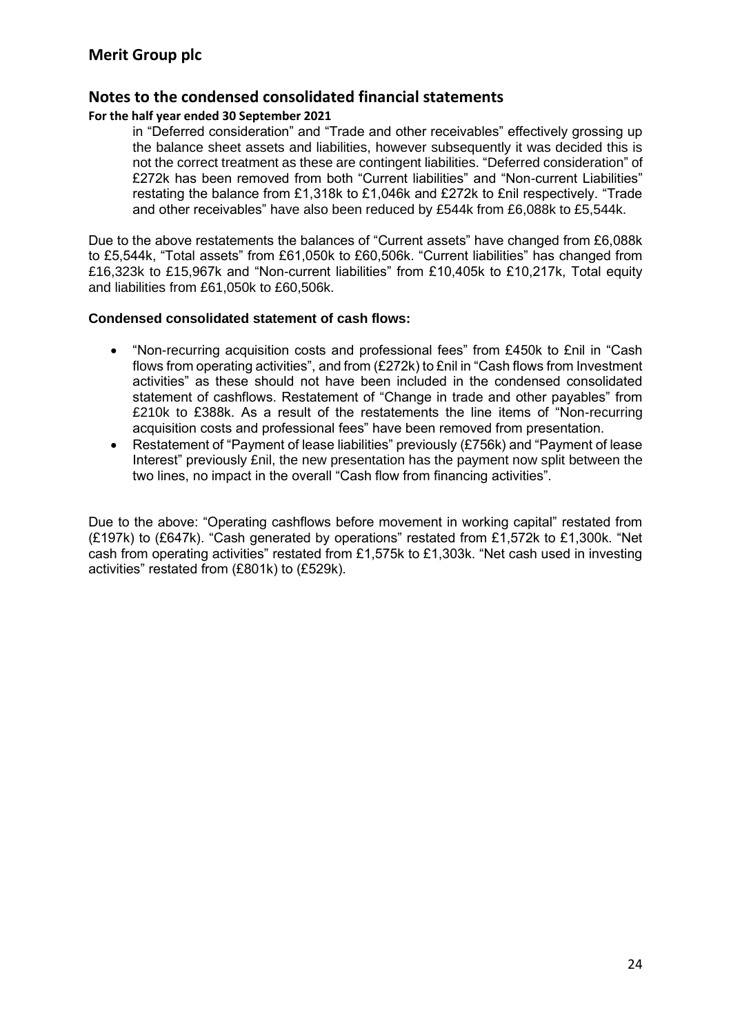# Merit Group plc

## Notes to the condensed consolidated financial statements

**For the half year ended 30 September 2021**

in "Deferred consideration" and "Trade and other receivables" effectively grossing up the balance sheet assets and liabilities, however subsequently it was decided this is not the correct treatment as these are contingent liabilities. "Deferred consideration" of £272k has been removed from both "Current liabilities" and "Non-current Liabilities" restating the balance from £1,318k to £1,046k and £272k to £nil respectively. "Trade and other receivables" have also been reduced by £544k from £6,088k to £5,544k.

Due to the above restatements the balances of "Current assets" have changed from £6,088k to £5,544k, "Total assets" from £61,050k to £60,506k. "Current liabilities" has changed from £16,323k to £15,967k and "Non-current liabilities" from £10,405k to £10,217k, Total equity and liabilities from £61,050k to £60,506k.

**Condensed consolidated statement of cash flows:**

- "Non-recurring acquisition costs and professional fees" from £450k to £nil in "Cash flows from operating activities", and from (£272k) to £nil in "Cash flows from Investment activities" as these should not have been included in the condensed consolidated statement of cashflows. Restatement of "Change in trade and other payables" from £210k to £388k. As a result of the restatements the line items of "Non-recurring acquisition costs and professional fees" have been removed from presentation.
- Restatement of "Payment of lease liabilities" previously (£756k) and "Payment of lease Interest" previously £nil, the new presentation has the payment now split between the two lines, no impact in the overall "Cash flow from financing activities".

Due to the above: "Operating cashflows before movement in working capital" restated from (£197k) to (£647k). "Cash generated by operations" restated from £1,572k to £1,300k. "Net cash from operating activities" restated from £1,575k to £1,303k. "Net cash used in investing activities" restated from (£801k) to (£529k).